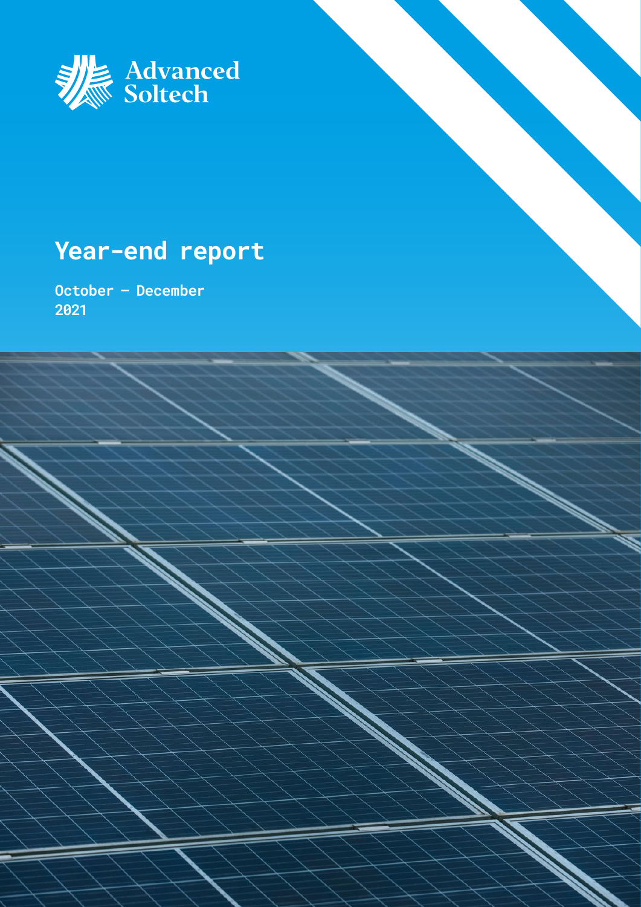Advanced Soltech

# Year-end report

**October – December 2021**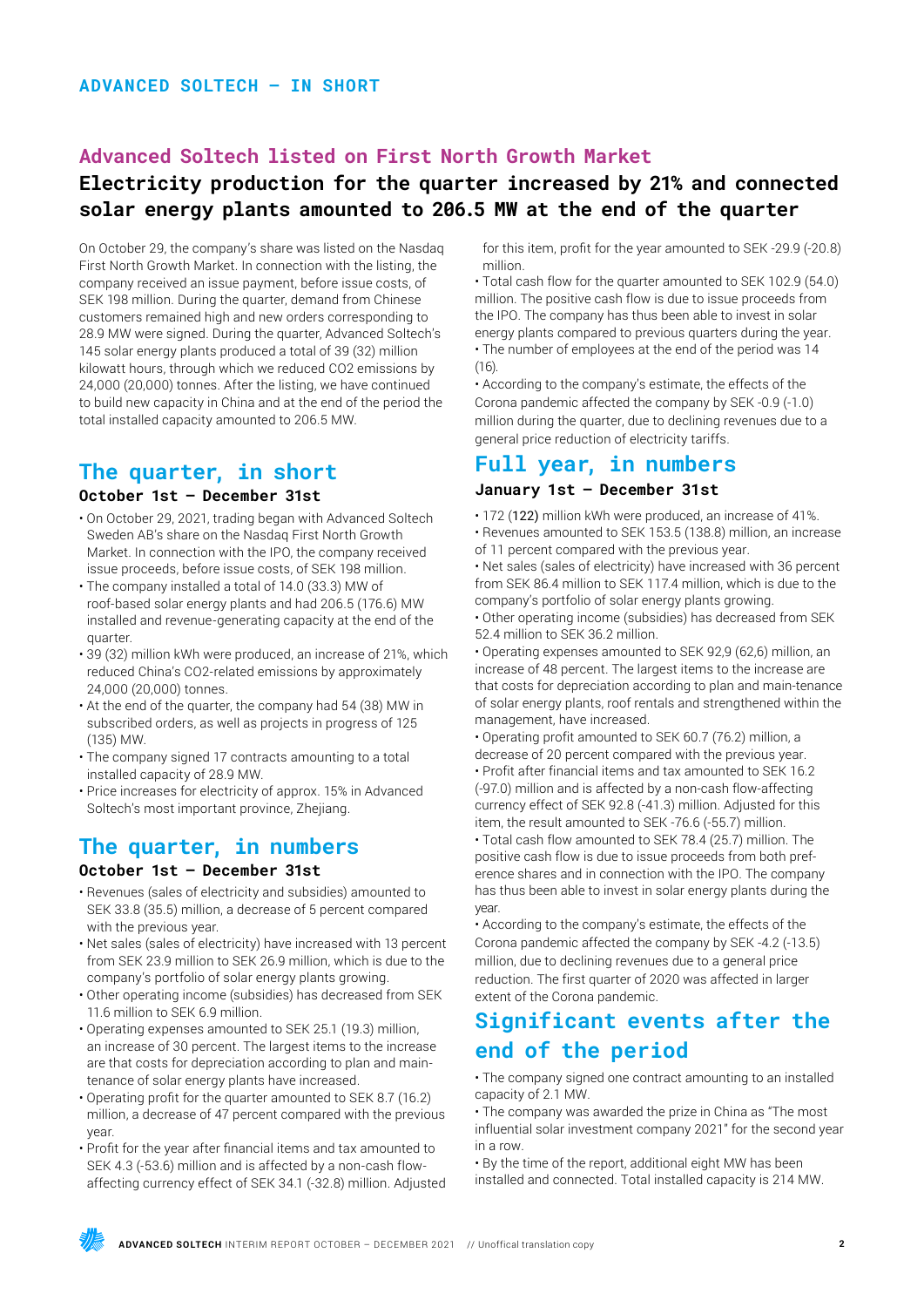ADVANCED SOLTECH – IN SHORT

## Advanced Soltech listed on First North Growth Market

# Electricity production for the quarter increased by 21% and connected solar energy plants amounted to 206.5 MW at the end of the quarter

On October 29, the company's share was listed on the Nasdaq First North Growth Market. In connection with the listing, the company received an issue payment, before issue costs, of SEK 198 million. During the quarter, demand from Chinese customers remained high and new orders corresponding to 28.9 MW were signed. During the quarter, Advanced Soltech's 145 solar energy plants produced a total of 39 (32) million kilowatt hours, through which we reduced CO2 emissions by 24,000 (20,000) tonnes. After the listing, we have continued to build new capacity in China and at the end of the period the total installed capacity amounted to 206.5 MW.

## The quarter, in short

### October 1st – December 31st

- On October 29, 2021, trading began with Advanced Soltech Sweden AB's share on the Nasdaq First North Growth Market. In connection with the IPO, the company received issue proceeds, before issue costs, of SEK 198 million.
- The company installed a total of 14.0 (33.3) MW of roof-based solar energy plants and had 206.5 (176.6) MW installed and revenue-generating capacity at the end of the quarter.
- 39 (32) million kWh were produced, an increase of 21%, which reduced China's CO2-related emissions by approximately 24,000 (20,000) tonnes.
- At the end of the quarter, the company had 54 (38) MW in subscribed orders, as well as projects in progress of 125 (135) MW.
- The company signed 17 contracts amounting to a total installed capacity of 28.9 MW.
- Price increases for electricity of approx. 15% in Advanced Soltech's most important province, Zhejiang.

## The quarter, in numbers

### October 1st – December 31st

- Revenues (sales of electricity and subsidies) amounted to SEK 33.8 (35.5) million, a decrease of 5 percent compared with the previous year.
- Net sales (sales of electricity) have increased with 13 percent from SEK 23.9 million to SEK 26.9 million, which is due to the company's portfolio of solar energy plants growing.
- Other operating income (subsidies) has decreased from SEK 11.6 million to SEK 6.9 million.
- Operating expenses amounted to SEK 25.1 (19.3) million, an increase of 30 percent. The largest items to the increase are that costs for depreciation according to plan and maintenance of solar energy plants have increased.
- Operating profit for the quarter amounted to SEK 8.7 (16.2) million, a decrease of 47 percent compared with the previous year.
- Profit for the year after financial items and tax amounted to SEK 4.3 (-53.6) million and is affected by a non-cash flow-affecting currency effect of SEK 34.1 (-32.8) million. Adjusted for this item, profit for the year amounted to SEK -29.9 (-20.8) million.
- Total cash flow for the quarter amounted to SEK 102.9 (54.0) million. The positive cash flow is due to issue proceeds from the IPO. The company has thus been able to invest in solar energy plants compared to previous quarters during the year.
- The number of employees at the end of the period was 14 (16).
- According to the company's estimate, the effects of the Corona pandemic affected the company by SEK -0.9 (-1.0) million during the quarter, due to declining revenues due to a general price reduction of electricity tariffs.

## Full year, in numbers

### January 1st – December 31st

- 172 (122) million kWh were produced, an increase of 41%.
- Revenues amounted to SEK 153.5 (138.8) million, an increase of 11 percent compared with the previous year.
- Net sales (sales of electricity) have increased with 36 percent from SEK 86.4 million to SEK 117.4 million, which is due to the company's portfolio of solar energy plants growing.
- Other operating income (subsidies) has decreased from SEK 52.4 million to SEK 36.2 million.
- Operating expenses amounted to SEK 92,9 (62,6) million, an increase of 48 percent. The largest items to the increase are that costs for depreciation according to plan and maintenance of solar energy plants, roof rentals and strengthened within the management, have increased.
- Operating profit amounted to SEK 60.7 (76.2) million, a decrease of 20 percent compared with the previous year.
- Profit after financial items and tax amounted to SEK 16.2 (-97.0) million and is affected by a non-cash flow-affecting currency effect of SEK 92.8 (-41.3) million. Adjusted for this item, the result amounted to SEK -76.6 (-55.7) million.
- Total cash flow amounted to SEK 78.4 (25.7) million. The positive cash flow is due to issue proceeds from both preference shares and in connection with the IPO. The company has thus been able to invest in solar energy plants during the year.
- According to the company's estimate, the effects of the Corona pandemic affected the company by SEK -4.2 (-13.5) million, due to declining revenues due to a general price reduction. The first quarter of 2020 was affected in larger extent of the Corona pandemic.

## Significant events after the end of the period

- The company signed one contract amounting to an installed capacity of 2.1 MW.
- The company was awarded the prize in China as "The most influential solar investment company 2021" for the second year in a row.
- By the time of the report, additional eight MW has been installed and connected. Total installed capacity is 214 MW.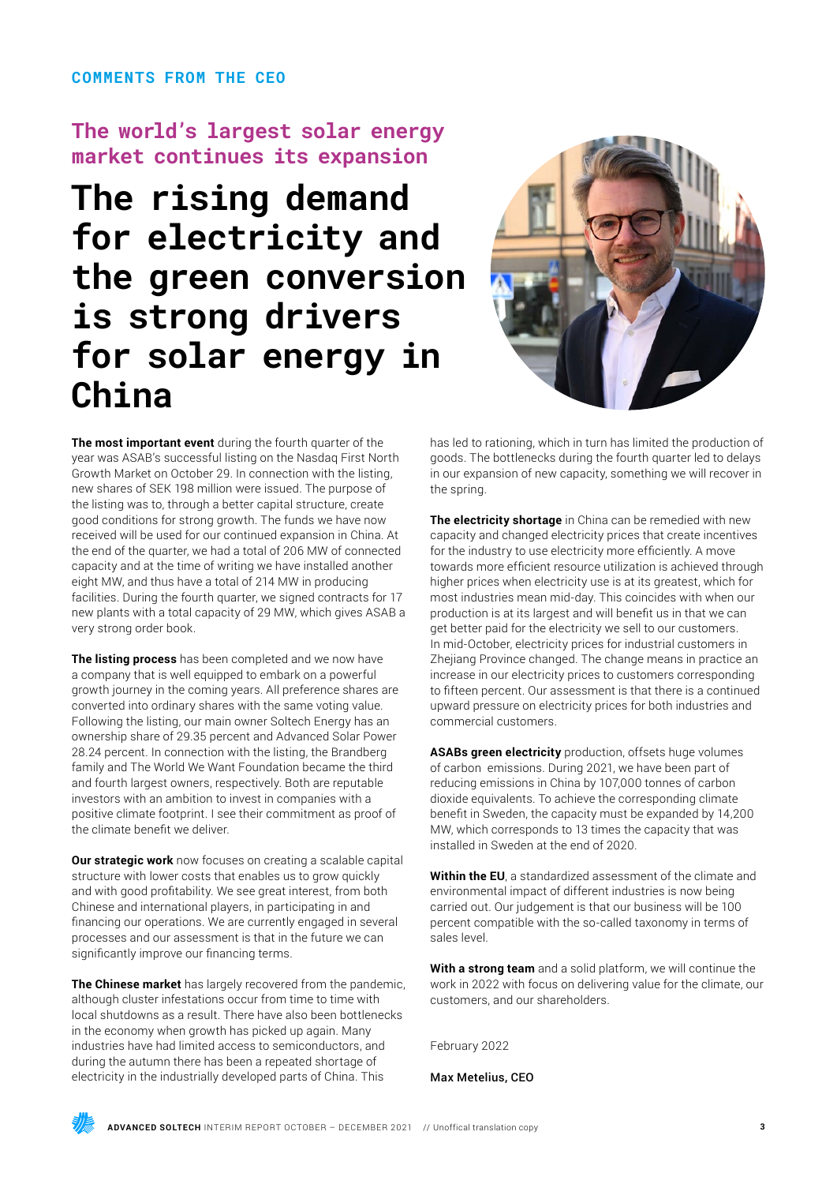COMMENTS FROM THE CEO

## The world's largest solar energy market continues its expansion

# The rising demand for electricity and the green conversion is strong drivers for solar energy in China

**The most important event** during the fourth quarter of the year was ASAB's successful listing on the Nasdaq First North Growth Market on October 29. In connection with the listing, new shares of SEK 198 million were issued. The purpose of the listing was to, through a better capital structure, create good conditions for strong growth. The funds we have now received will be used for our continued expansion in China. At the end of the quarter, we had a total of 206 MW of connected capacity and at the time of writing we have installed another eight MW, and thus have a total of 214 MW in producing facilities. During the fourth quarter, we signed contracts for 17 new plants with a total capacity of 29 MW, which gives ASAB a very strong order book.

**The listing process** has been completed and we now have a company that is well equipped to embark on a powerful growth journey in the coming years. All preference shares are converted into ordinary shares with the same voting value. Following the listing, our main owner Soltech Energy has an ownership share of 29.35 percent and Advanced Solar Power 28.24 percent. In connection with the listing, the Brandberg family and The World We Want Foundation became the third and fourth largest owners, respectively. Both are reputable investors with an ambition to invest in companies with a positive climate footprint. I see their commitment as proof of the climate benefit we deliver.

**Our strategic work** now focuses on creating a scalable capital structure with lower costs that enables us to grow quickly and with good profitability. We see great interest, from both Chinese and international players, in participating in and financing our operations. We are currently engaged in several processes and our assessment is that in the future we can significantly improve our financing terms.

**The Chinese market** has largely recovered from the pandemic, although cluster infestations occur from time to time with local shutdowns as a result. There have also been bottlenecks in the economy when growth has picked up again. Many industries have had limited access to semiconductors, and during the autumn there has been a repeated shortage of electricity in the industrially developed parts of China. This has led to rationing, which in turn has limited the production of goods. The bottlenecks during the fourth quarter led to delays in our expansion of new capacity, something we will recover in the spring.

**The electricity shortage** in China can be remedied with new capacity and changed electricity prices that create incentives for the industry to use electricity more efficiently. A move towards more efficient resource utilization is achieved through higher prices when electricity use is at its greatest, which for most industries mean mid-day. This coincides with when our production is at its largest and will benefit us in that we can get better paid for the electricity we sell to our customers. In mid-October, electricity prices for industrial customers in Zhejiang Province changed. The change means in practice an increase in our electricity prices to customers corresponding to fifteen percent. Our assessment is that there is a continued upward pressure on electricity prices for both industries and commercial customers.

**ASABs green electricity** production, offsets huge volumes of carbon emissions. During 2021, we have been part of reducing emissions in China by 107,000 tonnes of carbon dioxide equivalents. To achieve the corresponding climate benefit in Sweden, the capacity must be expanded by 14,200 MW, which corresponds to 13 times the capacity that was installed in Sweden at the end of 2020.

**Within the EU**, a standardized assessment of the climate and environmental impact of different industries is now being carried out. Our judgement is that our business will be 100 percent compatible with the so-called taxonomy in terms of sales level.

**With a strong team** and a solid platform, we will continue the work in 2022 with focus on delivering value for the climate, our customers, and our shareholders.

February 2022

Max Metelius, CEO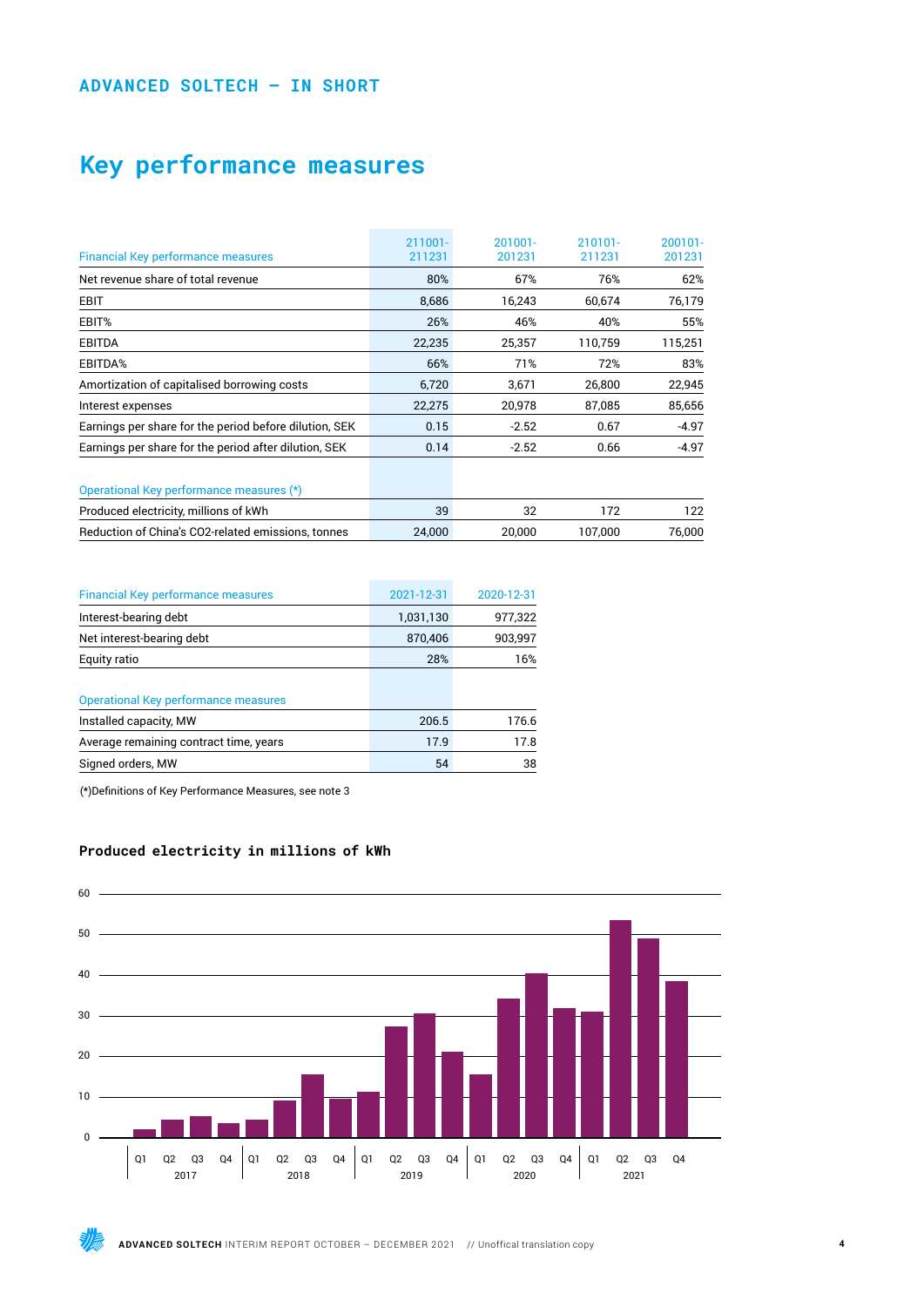ADVANCED SOLTECH – IN SHORT

# Key performance measures

| Financial Key performance measures | 211001-211231 | 201001-201231 | 210101-211231 | 200101-201231 |
|---|---|---|---|---|
| Net revenue share of total revenue | 80% | 67% | 76% | 62% |
| EBIT | 8,686 | 16,243 | 60,674 | 76,179 |
| EBIT% | 26% | 46% | 40% | 55% |
| EBITDA | 22,235 | 25,357 | 110,759 | 115,251 |
| EBITDA% | 66% | 71% | 72% | 83% |
| Amortization of capitalised borrowing costs | 6,720 | 3,671 | 26,800 | 22,945 |
| Interest expenses | 22,275 | 20,978 | 87,085 | 85,656 |
| Earnings per share for the period before dilution, SEK | 0.15 | -2.52 | 0.67 | -4.97 |
| Earnings per share for the period after dilution, SEK | 0.14 | -2.52 | 0.66 | -4.97 |
| | | | | |
| **Operational Key performance measures (*)** | | | | |
| Produced electricity, millions of kWh | 39 | 32 | 172 | 122 |
| Reduction of China's CO2-related emissions, tonnes | 24,000 | 20,000 | 107,000 | 76,000 |

| Financial Key performance measures | 2021-12-31 | 2020-12-31 |
|---|---|---|
| Interest-bearing debt | 1,031,130 | 977,322 |
| Net interest-bearing debt | 870,406 | 903,997 |
| Equity ratio | 28% | 16% |
| | | |
| **Operational Key performance measures** | | |
| Installed capacity, MW | 206.5 | 176.6 |
| Average remaining contract time, years | 17.9 | 17.8 |
| Signed orders, MW | 54 | 38 |

(*)Definitions of Key Performance Measures, see note 3

### Produced electricity in millions of kWh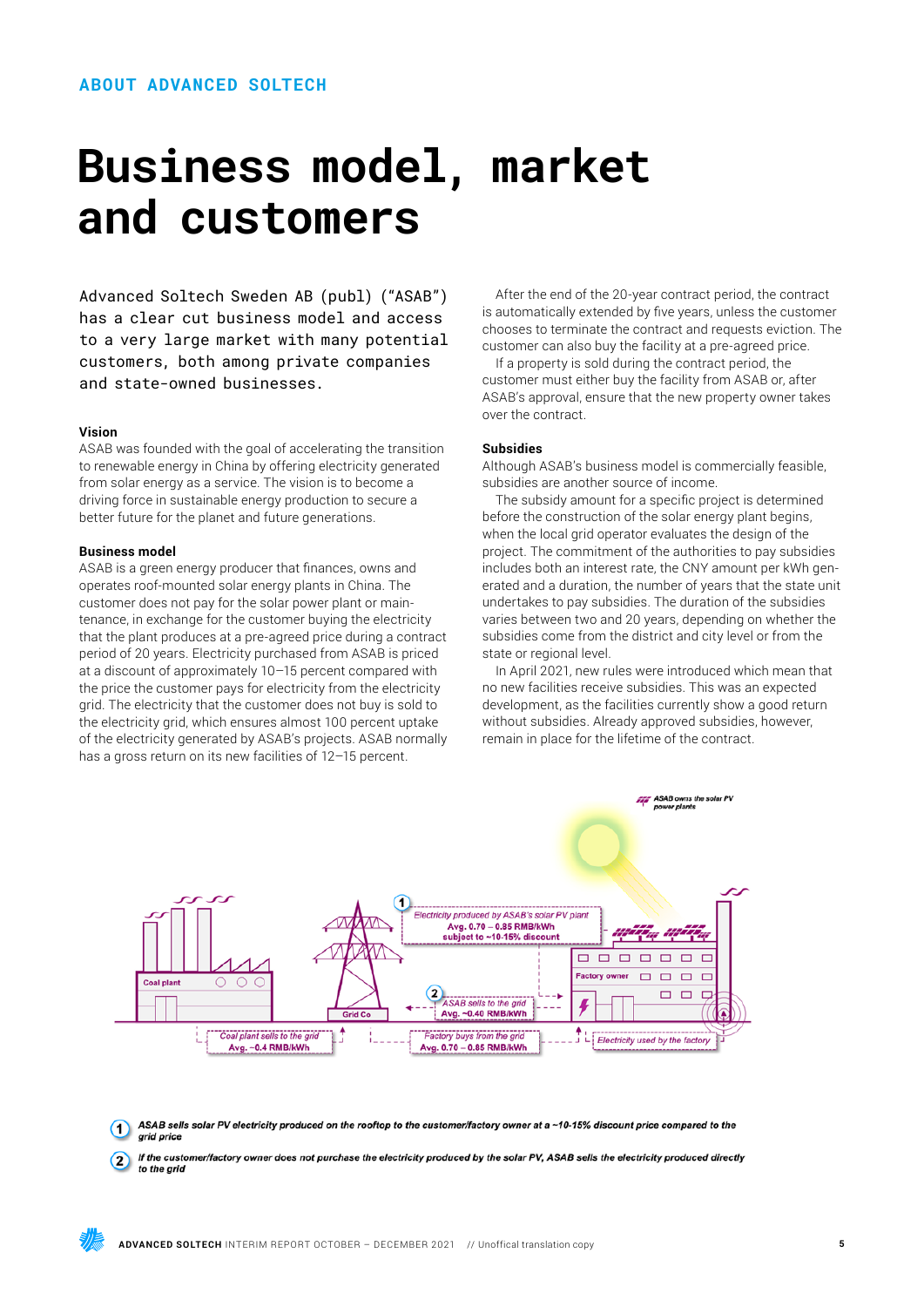ABOUT ADVANCED SOLTECH

# Business model, market and customers

Advanced Soltech Sweden AB (publ) ("ASAB") has a clear cut business model and access to a very large market with many potential customers, both among private companies and state-owned businesses.

### Vision

ASAB was founded with the goal of accelerating the transition to renewable energy in China by offering electricity generated from solar energy as a service. The vision is to become a driving force in sustainable energy production to secure a better future for the planet and future generations.

### Business model

ASAB is a green energy producer that finances, owns and operates roof-mounted solar energy plants in China. The customer does not pay for the solar power plant or maintenance, in exchange for the customer buying the electricity that the plant produces at a pre-agreed price during a contract period of 20 years. Electricity purchased from ASAB is priced at a discount of approximately 10–15 percent compared with the price the customer pays for electricity from the electricity grid. The electricity that the customer does not buy is sold to the electricity grid, which ensures almost 100 percent uptake of the electricity generated by ASAB's projects. ASAB normally has a gross return on its new facilities of 12–15 percent.

After the end of the 20-year contract period, the contract is automatically extended by five years, unless the customer chooses to terminate the contract and requests eviction. The customer can also buy the facility at a pre-agreed price.

If a property is sold during the contract period, the customer must either buy the facility from ASAB or, after ASAB's approval, ensure that the new property owner takes over the contract.

### Subsidies

Although ASAB's business model is commercially feasible, subsidies are another source of income.

The subsidy amount for a specific project is determined before the construction of the solar energy plant begins, when the local grid operator evaluates the design of the project. The commitment of the authorities to pay subsidies includes both an interest rate, the CNY amount per kWh generated and a duration, the number of years that the state unit undertakes to pay subsidies. The duration of the subsidies varies between two and 20 years, depending on whether the subsidies come from the district and city level or from the state or regional level.

In April 2021, new rules were introduced which mean that no new facilities receive subsidies. This was an expected development, as the facilities currently show a good return without subsidies. Already approved subsidies, however, remain in place for the lifetime of the contract.

*ASAB owns the solar PV power plants*

Coal plant — *Coal plant sells to the grid* **Avg. ~0.4 RMB/kWh**

Grid Co — *Factory buys from the grid* **Avg. 0.70 – 0.85 RMB/kWh**

① *Electricity produced by ASAB's solar PV plant* **Avg. 0.70 – 0.85 RMB/kWh subject to ~10-15% discount**

② *ASAB sells to the grid* **Avg. ~0.40 RMB/kWh**

Factory owner — *Electricity used by the factory*

① ***ASAB sells solar PV electricity produced on the rooftop to the customer/factory owner at a ~10-15% discount price compared to the grid price***

② ***If the customer/factory owner does not purchase the electricity produced by the solar PV, ASAB sells the electricity produced directly to the grid***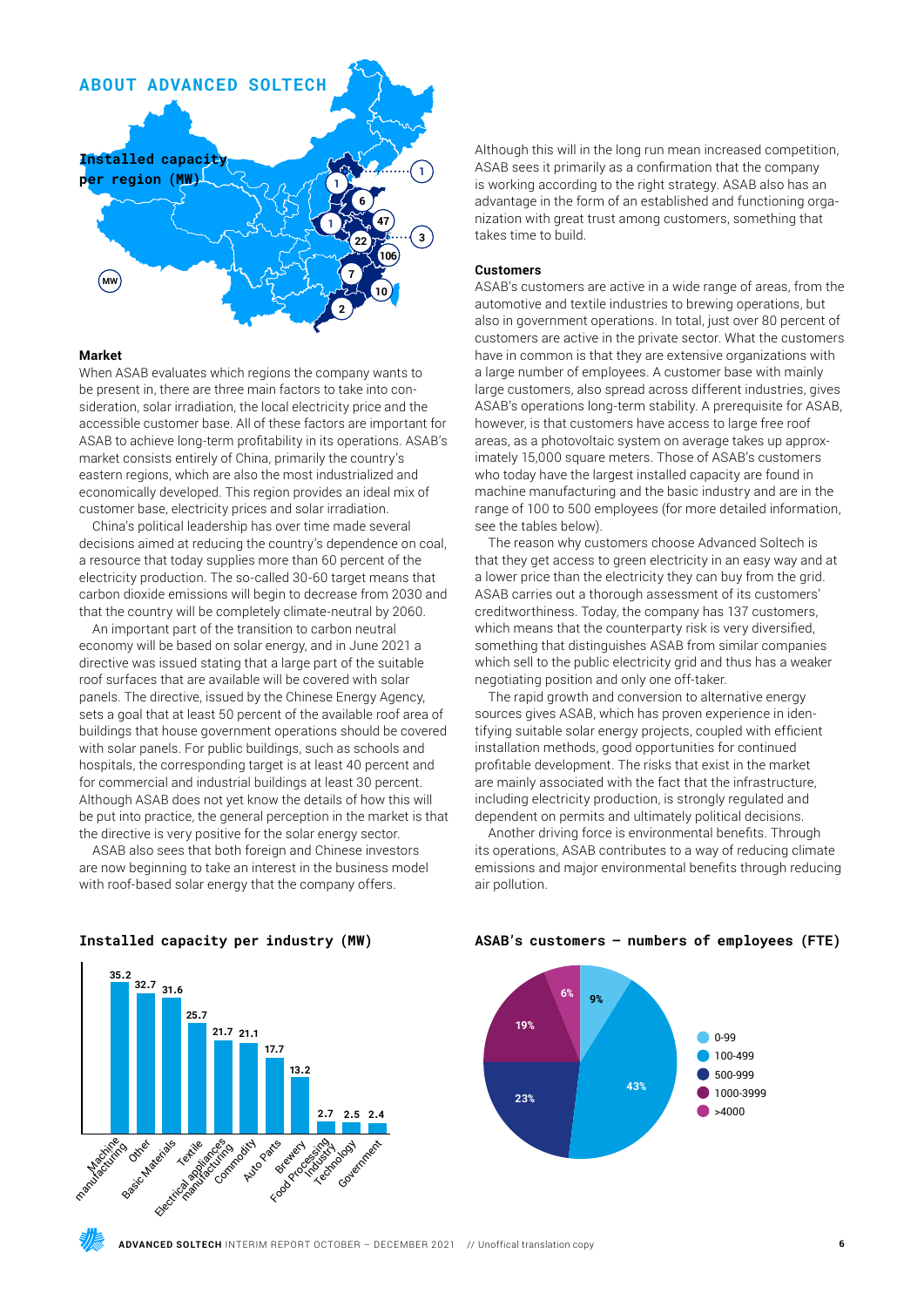## ABOUT ADVANCED SOLTECH

**Installed capacity per region (MW)**

### Market

When ASAB evaluates which regions the company wants to be present in, there are three main factors to take into consideration, solar irradiation, the local electricity price and the accessible customer base. All of these factors are important for ASAB to achieve long-term profitability in its operations. ASAB's market consists entirely of China, primarily the country's eastern regions, which are also the most industrialized and economically developed. This region provides an ideal mix of customer base, electricity prices and solar irradiation.

China's political leadership has over time made several decisions aimed at reducing the country's dependence on coal, a resource that today supplies more than 60 percent of the electricity production. The so-called 30-60 target means that carbon dioxide emissions will begin to decrease from 2030 and that the country will be completely climate-neutral by 2060.

An important part of the transition to carbon neutral economy will be based on solar energy, and in June 2021 a directive was issued stating that a large part of the suitable roof surfaces that are available will be covered with solar panels. The directive, issued by the Chinese Energy Agency, sets a goal that at least 50 percent of the available roof area of buildings that house government operations should be covered with solar panels. For public buildings, such as schools and hospitals, the corresponding target is at least 40 percent and for commercial and industrial buildings at least 30 percent. Although ASAB does not yet know the details of how this will be put into practice, the general perception in the market is that the directive is very positive for the solar energy sector.

ASAB also sees that both foreign and Chinese investors are now beginning to take an interest in the business model with roof-based solar energy that the company offers.

Although this will in the long run mean increased competition, ASAB sees it primarily as a confirmation that the company is working according to the right strategy. ASAB also has an advantage in the form of an established and functioning organization with great trust among customers, something that takes time to build.

### Customers

ASAB's customers are active in a wide range of areas, from the automotive and textile industries to brewing operations, but also in government operations. In total, just over 80 percent of customers are active in the private sector. What the customers have in common is that they are extensive organizations with a large number of employees. A customer base with mainly large customers, also spread across different industries, gives ASAB's operations long-term stability. A prerequisite for ASAB, however, is that customers have access to large free roof areas, as a photovoltaic system on average takes up approximately 15,000 square meters. Those of ASAB's customers who today have the largest installed capacity are found in machine manufacturing and the basic industry and are in the range of 100 to 500 employees (for more detailed information, see the tables below).

The reason why customers choose Advanced Soltech is that they get access to green electricity in an easy way and at a lower price than the electricity they can buy from the grid. ASAB carries out a thorough assessment of its customers' creditworthiness. Today, the company has 137 customers, which means that the counterparty risk is very diversified, something that distinguishes ASAB from similar companies which sell to the public electricity grid and thus has a weaker negotiating position and only one off-taker.

The rapid growth and conversion to alternative energy sources gives ASAB, which has proven experience in identifying suitable solar energy projects, coupled with efficient installation methods, good opportunities for continued profitable development. The risks that exist in the market are mainly associated with the fact that the infrastructure, including electricity production, is strongly regulated and dependent on permits and ultimately political decisions.

Another driving force is environmental benefits. Through its operations, ASAB contributes to a way of reducing climate emissions and major environmental benefits through reducing air pollution.

**Installed capacity per industry (MW)**

| Industry | MW |
|---|---|
| Machine manufacturing | 35.2 |
| Other | 32.7 |
| Basic Materials | 31.6 |
| Textile | 25.7 |
| Electrical appliances manufacturing | 21.7 |
| Commodity | 21.1 |
| Auto Parts | 17.7 |
| Brewery | 13.2 |
| Food Processing Industry | 2.7 |
| Technology | 2.5 |
| Government | 2.4 |

**ASAB's customers – numbers of employees (FTE)**

| Employees | Share |
|---|---|
| 0-99 | 9% |
| 100-499 | 43% |
| 500-999 | 23% |
| 1000-3999 | 19% |
| >4000 | 6% |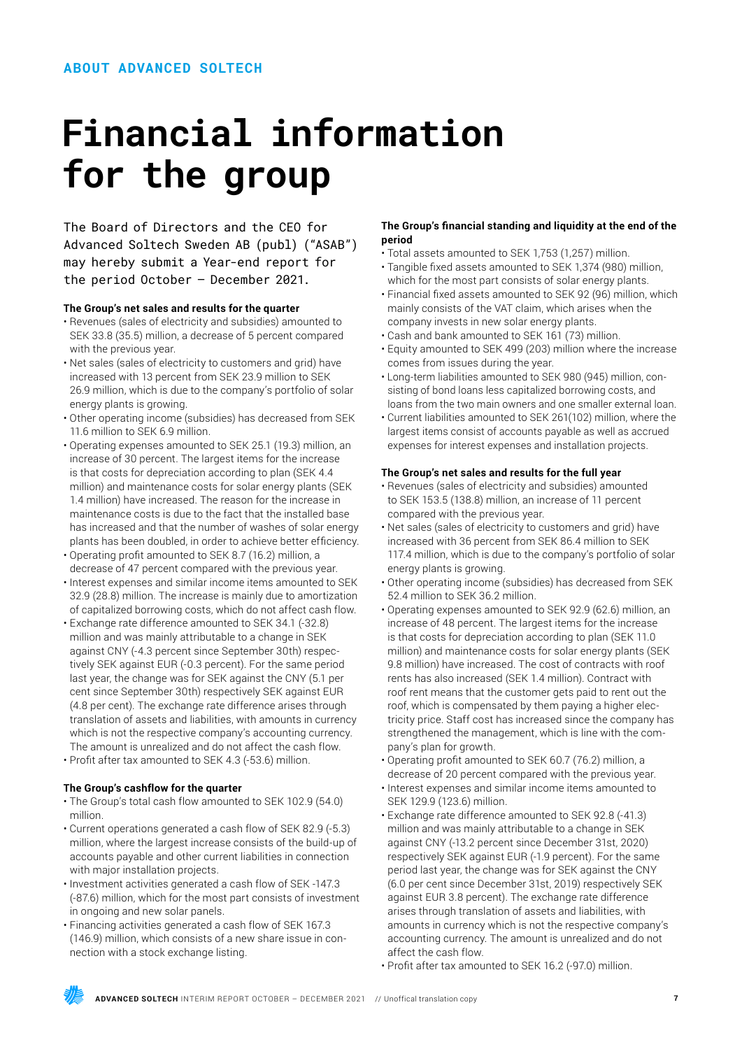## ABOUT ADVANCED SOLTECH

# Financial information for the group

The Board of Directors and the CEO for Advanced Soltech Sweden AB (publ) ("ASAB") may hereby submit a Year-end report for the period October – December 2021.

**The Group's net sales and results for the quarter**

- Revenues (sales of electricity and subsidies) amounted to SEK 33.8 (35.5) million, a decrease of 5 percent compared with the previous year.
- Net sales (sales of electricity to customers and grid) have increased with 13 percent from SEK 23.9 million to SEK 26.9 million, which is due to the company's portfolio of solar energy plants is growing.
- Other operating income (subsidies) has decreased from SEK 11.6 million to SEK 6.9 million.
- Operating expenses amounted to SEK 25.1 (19.3) million, an increase of 30 percent. The largest items for the increase is that costs for depreciation according to plan (SEK 4.4 million) and maintenance costs for solar energy plants (SEK 1.4 million) have increased. The reason for the increase in maintenance costs is due to the fact that the installed base has increased and that the number of washes of solar energy plants has been doubled, in order to achieve better efficiency.
- Operating profit amounted to SEK 8.7 (16.2) million, a decrease of 47 percent compared with the previous year.
- Interest expenses and similar income items amounted to SEK 32.9 (28.8) million. The increase is mainly due to amortization of capitalized borrowing costs, which do not affect cash flow.
- Exchange rate difference amounted to SEK 34.1 (-32.8) million and was mainly attributable to a change in SEK against CNY (-4.3 percent since September 30th) respectively SEK against EUR (-0.3 percent). For the same period last year, the change was for SEK against the CNY (5.1 per cent since September 30th) respectively SEK against EUR (4.8 per cent). The exchange rate difference arises through translation of assets and liabilities, with amounts in currency which is not the respective company's accounting currency. The amount is unrealized and do not affect the cash flow.
- Profit after tax amounted to SEK 4.3 (-53.6) million.

**The Group's cashflow for the quarter**

- The Group's total cash flow amounted to SEK 102.9 (54.0) million.
- Current operations generated a cash flow of SEK 82.9 (-5.3) million, where the largest increase consists of the build-up of accounts payable and other current liabilities in connection with major installation projects.
- Investment activities generated a cash flow of SEK -147.3 (-87.6) million, which for the most part consists of investment in ongoing and new solar panels.
- Financing activities generated a cash flow of SEK 167.3 (146.9) million, which consists of a new share issue in connection with a stock exchange listing.

**The Group's financial standing and liquidity at the end of the period**

- Total assets amounted to SEK 1,753 (1,257) million.
- Tangible fixed assets amounted to SEK 1,374 (980) million, which for the most part consists of solar energy plants.
- Financial fixed assets amounted to SEK 92 (96) million, which mainly consists of the VAT claim, which arises when the company invests in new solar energy plants.
- Cash and bank amounted to SEK 161 (73) million.
- Equity amounted to SEK 499 (203) million where the increase comes from issues during the year.
- Long-term liabilities amounted to SEK 980 (945) million, consisting of bond loans less capitalized borrowing costs, and loans from the two main owners and one smaller external loan.
- Current liabilities amounted to SEK 261(102) million, where the largest items consist of accounts payable as well as accrued expenses for interest expenses and installation projects.

**The Group's net sales and results for the full year**

- Revenues (sales of electricity and subsidies) amounted to SEK 153.5 (138.8) million, an increase of 11 percent compared with the previous year.
- Net sales (sales of electricity to customers and grid) have increased with 36 percent from SEK 86.4 million to SEK 117.4 million, which is due to the company's portfolio of solar energy plants is growing.
- Other operating income (subsidies) has decreased from SEK 52.4 million to SEK 36.2 million.
- Operating expenses amounted to SEK 92.9 (62.6) million, an increase of 48 percent. The largest items for the increase is that costs for depreciation according to plan (SEK 11.0 million) and maintenance costs for solar energy plants (SEK 9.8 million) have increased. The cost of contracts with roof rents has also increased (SEK 1.4 million). Contract with roof rent means that the customer gets paid to rent out the roof, which is compensated by them paying a higher electricity price. Staff cost has increased since the company has strengthened the management, which is line with the company's plan for growth.
- Operating profit amounted to SEK 60.7 (76.2) million, a decrease of 20 percent compared with the previous year.
- Interest expenses and similar income items amounted to SEK 129.9 (123.6) million.
- Exchange rate difference amounted to SEK 92.8 (-41.3) million and was mainly attributable to a change in SEK against CNY (-13.2 percent since December 31st, 2020) respectively SEK against EUR (-1.9 percent). For the same period last year, the change was for SEK against the CNY (6.0 per cent since December 31st, 2019) respectively SEK against EUR 3.8 percent). The exchange rate difference arises through translation of assets and liabilities, with amounts in currency which is not the respective company's accounting currency. The amount is unrealized and do not affect the cash flow.
- Profit after tax amounted to SEK 16.2 (-97.0) million.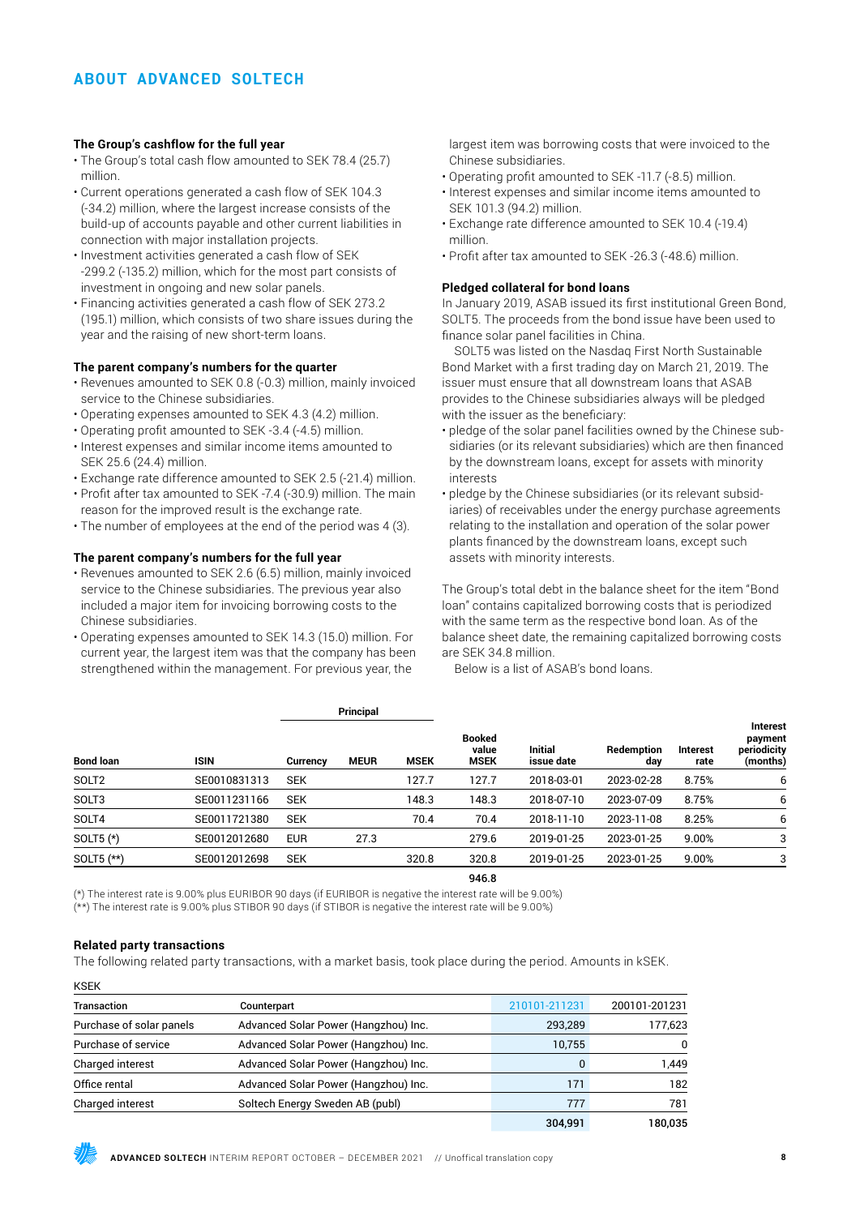## ABOUT ADVANCED SOLTECH

### The Group's cashflow for the full year

- The Group's total cash flow amounted to SEK 78.4 (25.7) million.
- Current operations generated a cash flow of SEK 104.3 (-34.2) million, where the largest increase consists of the build-up of accounts payable and other current liabilities in connection with major installation projects.
- Investment activities generated a cash flow of SEK -299.2 (-135.2) million, which for the most part consists of investment in ongoing and new solar panels.
- Financing activities generated a cash flow of SEK 273.2 (195.1) million, which consists of two share issues during the year and the raising of new short-term loans.

### The parent company's numbers for the quarter

- Revenues amounted to SEK 0.8 (-0.3) million, mainly invoiced service to the Chinese subsidiaries.
- Operating expenses amounted to SEK 4.3 (4.2) million.
- Operating profit amounted to SEK -3.4 (-4.5) million.
- Interest expenses and similar income items amounted to SEK 25.6 (24.4) million.
- Exchange rate difference amounted to SEK 2.5 (-21.4) million.
- Profit after tax amounted to SEK -7.4 (-30.9) million. The main reason for the improved result is the exchange rate.
- The number of employees at the end of the period was 4 (3).

### The parent company's numbers for the full year

- Revenues amounted to SEK 2.6 (6.5) million, mainly invoiced service to the Chinese subsidiaries. The previous year also included a major item for invoicing borrowing costs to the Chinese subsidiaries.
- Operating expenses amounted to SEK 14.3 (15.0) million. For current year, the largest item was that the company has been strengthened within the management. For previous year, the largest item was borrowing costs that were invoiced to the Chinese subsidiaries.
- Operating profit amounted to SEK -11.7 (-8.5) million.
- Interest expenses and similar income items amounted to SEK 101.3 (94.2) million.
- Exchange rate difference amounted to SEK 10.4 (-19.4) million.
- Profit after tax amounted to SEK -26.3 (-48.6) million.

### Pledged collateral for bond loans

In January 2019, ASAB issued its first institutional Green Bond, SOLT5. The proceeds from the bond issue have been used to finance solar panel facilities in China.

SOLT5 was listed on the Nasdaq First North Sustainable Bond Market with a first trading day on March 21, 2019. The issuer must ensure that all downstream loans that ASAB provides to the Chinese subsidiaries always will be pledged with the issuer as the beneficiary:

- pledge of the solar panel facilities owned by the Chinese subsidiaries (or its relevant subsidiaries) which are then financed by the downstream loans, except for assets with minority interests
- pledge by the Chinese subsidiaries (or its relevant subsidiaries) of receivables under the energy purchase agreements relating to the installation and operation of the solar power plants financed by the downstream loans, except such assets with minority interests.

The Group's total debt in the balance sheet for the item "Bond loan" contains capitalized borrowing costs that is periodized with the same term as the respective bond loan. As of the balance sheet date, the remaining capitalized borrowing costs are SEK 34.8 million.

Below is a list of ASAB's bond loans.

| Bond loan | ISIN | Principal | | | Booked value MSEK | Initial issue date | Redemption day | Interest rate | Interest payment periodicity (months) |
|---|---|---|---|---|---|---|---|---|---|
| | | Currency | MEUR | MSEK | | | | | |
| SOLT2 | SE0010831313 | SEK | | 127.7 | 127.7 | 2018-03-01 | 2023-02-28 | 8.75% | 6 |
| SOLT3 | SE0011231166 | SEK | | 148.3 | 148.3 | 2018-07-10 | 2023-07-09 | 8.75% | 6 |
| SOLT4 | SE0011721380 | SEK | | 70.4 | 70.4 | 2018-11-10 | 2023-11-08 | 8.25% | 6 |
| SOLT5 (*) | SE0012012680 | EUR | 27.3 | | 279.6 | 2019-01-25 | 2023-01-25 | 9.00% | 3 |
| SOLT5 (**) | SE0012012698 | SEK | | 320.8 | 320.8 | 2019-01-25 | 2023-01-25 | 9.00% | 3 |
| | | | | | 946.8 | | | | |

(*) The interest rate is 9.00% plus EURIBOR 90 days (if EURIBOR is negative the interest rate will be 9.00%)
(**) The interest rate is 9.00% plus STIBOR 90 days (if STIBOR is negative the interest rate will be 9.00%)

### Related party transactions

The following related party transactions, with a market basis, took place during the period. Amounts in kSEK.

KSEK

| Transaction | Counterpart | 210101-211231 | 200101-201231 |
|---|---|---|---|
| Purchase of solar panels | Advanced Solar Power (Hangzhou) Inc. | 293,289 | 177,623 |
| Purchase of service | Advanced Solar Power (Hangzhou) Inc. | 10,755 | 0 |
| Charged interest | Advanced Solar Power (Hangzhou) Inc. | 0 | 1,449 |
| Office rental | Advanced Solar Power (Hangzhou) Inc. | 171 | 182 |
| Charged interest | Soltech Energy Sweden AB (publ) | 777 | 781 |
| | | 304,991 | 180,035 |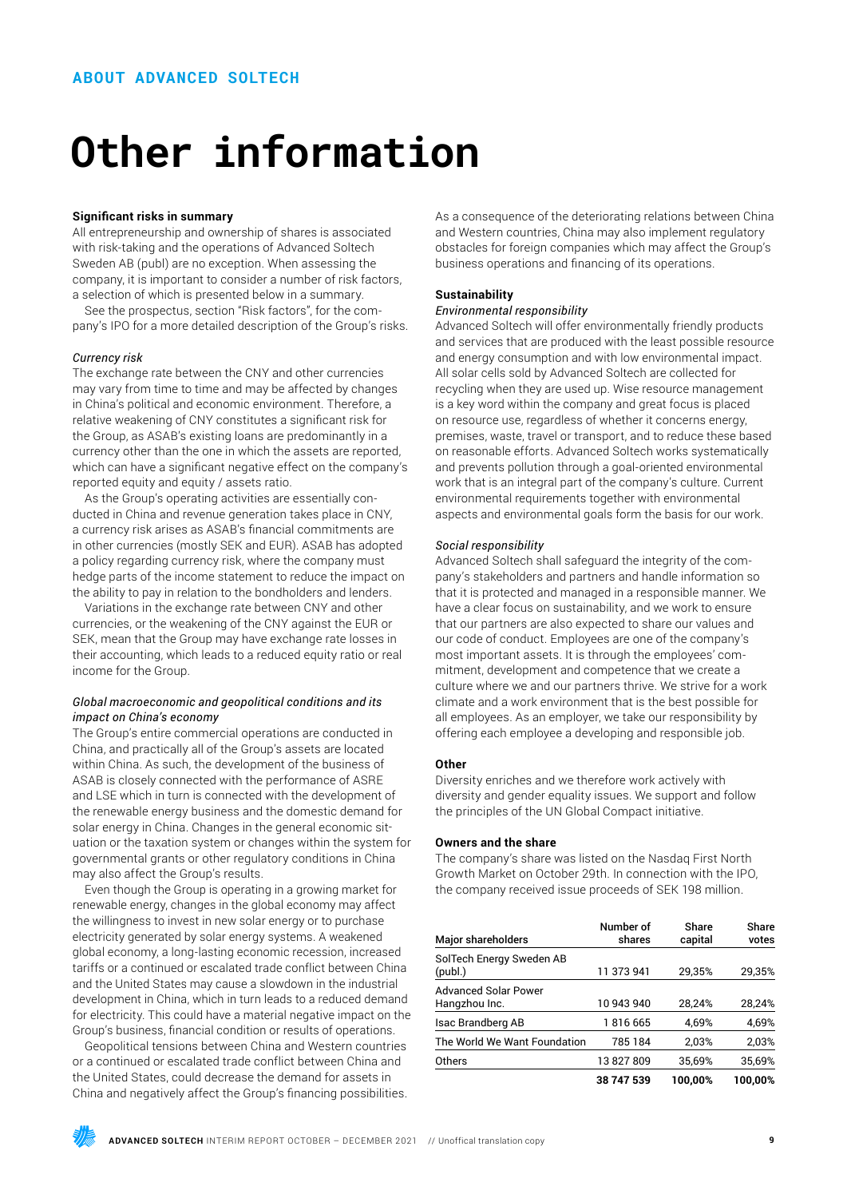ABOUT ADVANCED SOLTECH

# Other information

### Significant risks in summary

All entrepreneurship and ownership of shares is associated with risk-taking and the operations of Advanced Soltech Sweden AB (publ) are no exception. When assessing the company, it is important to consider a number of risk factors, a selection of which is presented below in a summary.

See the prospectus, section "Risk factors", for the company's IPO for a more detailed description of the Group's risks.

*Currency risk*

The exchange rate between the CNY and other currencies may vary from time to time and may be affected by changes in China's political and economic environment. Therefore, a relative weakening of CNY constitutes a significant risk for the Group, as ASAB's existing loans are predominantly in a currency other than the one in which the assets are reported, which can have a significant negative effect on the company's reported equity and equity / assets ratio.

As the Group's operating activities are essentially conducted in China and revenue generation takes place in CNY, a currency risk arises as ASAB's financial commitments are in other currencies (mostly SEK and EUR). ASAB has adopted a policy regarding currency risk, where the company must hedge parts of the income statement to reduce the impact on the ability to pay in relation to the bondholders and lenders.

Variations in the exchange rate between CNY and other currencies, or the weakening of the CNY against the EUR or SEK, mean that the Group may have exchange rate losses in their accounting, which leads to a reduced equity ratio or real income for the Group.

*Global macroeconomic and geopolitical conditions and its impact on China's economy*

The Group's entire commercial operations are conducted in China, and practically all of the Group's assets are located within China. As such, the development of the business of ASAB is closely connected with the performance of ASRE and LSE which in turn is connected with the development of the renewable energy business and the domestic demand for solar energy in China. Changes in the general economic situation or the taxation system or changes within the system for governmental grants or other regulatory conditions in China may also affect the Group's results.

Even though the Group is operating in a growing market for renewable energy, changes in the global economy may affect the willingness to invest in new solar energy or to purchase electricity generated by solar energy systems. A weakened global economy, a long-lasting economic recession, increased tariffs or a continued or escalated trade conflict between China and the United States may cause a slowdown in the industrial development in China, which in turn leads to a reduced demand for electricity. This could have a material negative impact on the Group's business, financial condition or results of operations.

Geopolitical tensions between China and Western countries or a continued or escalated trade conflict between China and the United States, could decrease the demand for assets in China and negatively affect the Group's financing possibilities.

As a consequence of the deteriorating relations between China and Western countries, China may also implement regulatory obstacles for foreign companies which may affect the Group's business operations and financing of its operations.

### Sustainability

*Environmental responsibility*

Advanced Soltech will offer environmentally friendly products and services that are produced with the least possible resource and energy consumption and with low environmental impact. All solar cells sold by Advanced Soltech are collected for recycling when they are used up. Wise resource management is a key word within the company and great focus is placed on resource use, regardless of whether it concerns energy, premises, waste, travel or transport, and to reduce these based on reasonable efforts. Advanced Soltech works systematically and prevents pollution through a goal-oriented environmental work that is an integral part of the company's culture. Current environmental requirements together with environmental aspects and environmental goals form the basis for our work.

*Social responsibility*

Advanced Soltech shall safeguard the integrity of the company's stakeholders and partners and handle information so that it is protected and managed in a responsible manner. We have a clear focus on sustainability, and we work to ensure that our partners are also expected to share our values and our code of conduct. Employees are one of the company's most important assets. It is through the employees' commitment, development and competence that we create a culture where we and our partners thrive. We strive for a work climate and a work environment that is the best possible for all employees. As an employer, we take our responsibility by offering each employee a developing and responsible job.

### Other

Diversity enriches and we therefore work actively with diversity and gender equality issues. We support and follow the principles of the UN Global Compact initiative.

### Owners and the share

The company's share was listed on the Nasdaq First North Growth Market on October 29th. In connection with the IPO, the company received issue proceeds of SEK 198 million.

| Major shareholders | Number of shares | Share capital | Share votes |
|---|---|---|---|
| SolTech Energy Sweden AB (publ.) | 11 373 941 | 29,35% | 29,35% |
| Advanced Solar Power Hangzhou Inc. | 10 943 940 | 28,24% | 28,24% |
| Isac Brandberg AB | 1 816 665 | 4,69% | 4,69% |
| The World We Want Foundation | 785 184 | 2,03% | 2,03% |
| Others | 13 827 809 | 35,69% | 35,69% |
| | **38 747 539** | **100,00%** | **100,00%** |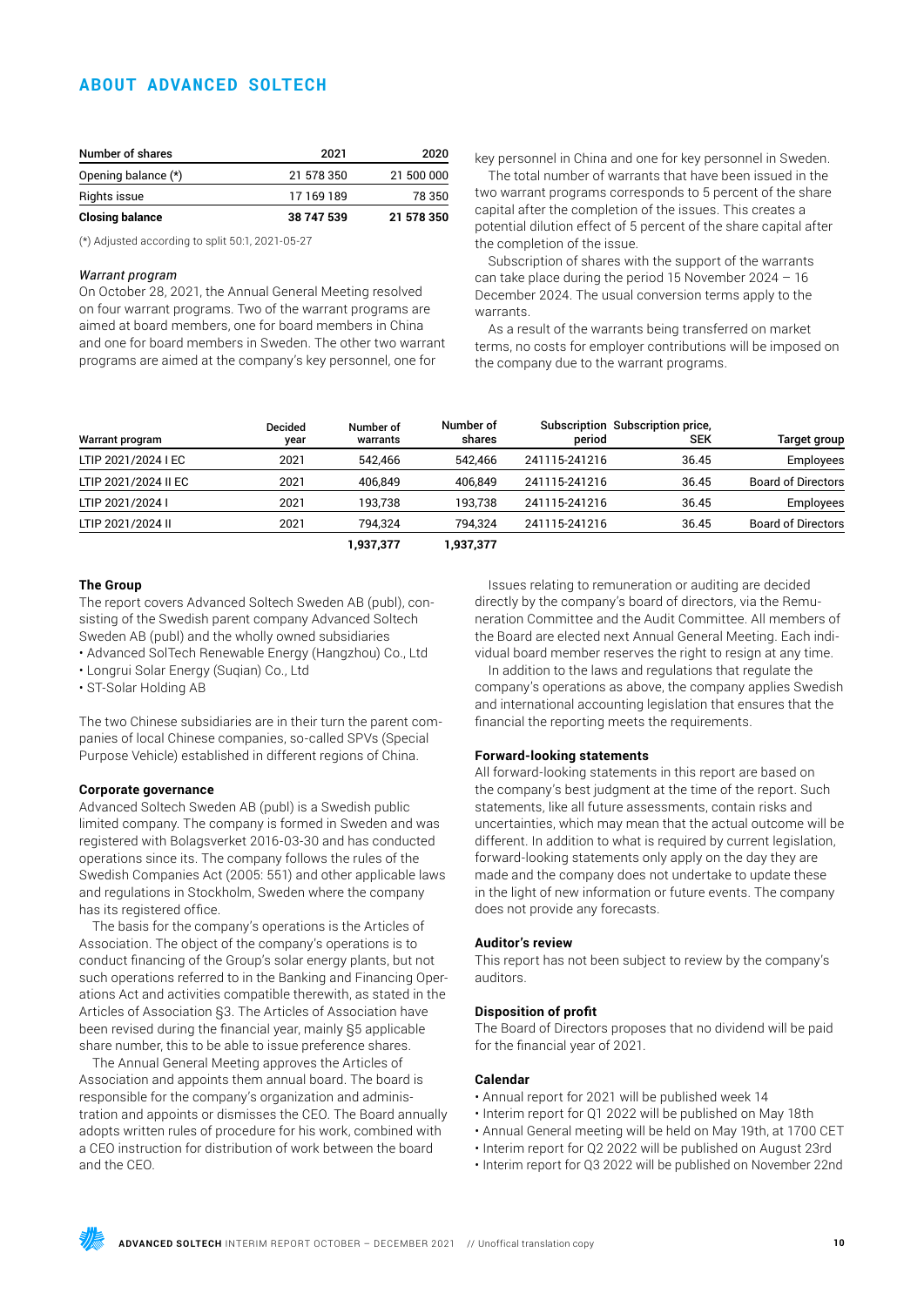## ABOUT ADVANCED SOLTECH

| Number of shares | 2021 | 2020 |
|---|---|---|
| Opening balance (*) | 21 578 350 | 21 500 000 |
| Rights issue | 17 169 189 | 78 350 |
| **Closing balance** | **38 747 539** | **21 578 350** |

(*) Adjusted according to split 50:1, 2021-05-27

*Warrant program*

On October 28, 2021, the Annual General Meeting resolved on four warrant programs. Two of the warrant programs are aimed at board members, one for board members in China and one for board members in Sweden. The other two warrant programs are aimed at the company's key personnel, one for key personnel in China and one for key personnel in Sweden.

The total number of warrants that have been issued in the two warrant programs corresponds to 5 percent of the share capital after the completion of the issues. This creates a potential dilution effect of 5 percent of the share capital after the completion of the issue.

Subscription of shares with the support of the warrants can take place during the period 15 November 2024 – 16 December 2024. The usual conversion terms apply to the warrants.

As a result of the warrants being transferred on market terms, no costs for employer contributions will be imposed on the company due to the warrant programs.

| Warrant program | Decided year | Number of warrants | Number of shares | Subscription period | Subscription price, SEK | Target group |
|---|---|---|---|---|---|---|
| LTIP 2021/2024 I EC | 2021 | 542,466 | 542,466 | 241115-241216 | 36.45 | Employees |
| LTIP 2021/2024 II EC | 2021 | 406,849 | 406,849 | 241115-241216 | 36.45 | Board of Directors |
| LTIP 2021/2024 I | 2021 | 193,738 | 193,738 | 241115-241216 | 36.45 | Employees |
| LTIP 2021/2024 II | 2021 | 794,324 | 794,324 | 241115-241216 | 36.45 | Board of Directors |
| | | **1,937,377** | **1,937,377** | | | |

**The Group**

The report covers Advanced Soltech Sweden AB (publ), consisting of the Swedish parent company Advanced Soltech Sweden AB (publ) and the wholly owned subsidiaries

- Advanced SolTech Renewable Energy (Hangzhou) Co., Ltd
- Longrui Solar Energy (Suqian) Co., Ltd
- ST-Solar Holding AB

The two Chinese subsidiaries are in their turn the parent companies of local Chinese companies, so-called SPVs (Special Purpose Vehicle) established in different regions of China.

**Corporate governance**

Advanced Soltech Sweden AB (publ) is a Swedish public limited company. The company is formed in Sweden and was registered with Bolagsverket 2016-03-30 and has conducted operations since its. The company follows the rules of the Swedish Companies Act (2005: 551) and other applicable laws and regulations in Stockholm, Sweden where the company has its registered office.

The basis for the company's operations is the Articles of Association. The object of the company's operations is to conduct financing of the Group's solar energy plants, but not such operations referred to in the Banking and Financing Operations Act and activities compatible therewith, as stated in the Articles of Association §3. The Articles of Association have been revised during the financial year, mainly §5 applicable share number, this to be able to issue preference shares.

The Annual General Meeting approves the Articles of Association and appoints them annual board. The board is responsible for the company's organization and administration and appoints or dismisses the CEO. The Board annually adopts written rules of procedure for his work, combined with a CEO instruction for distribution of work between the board and the CEO.

Issues relating to remuneration or auditing are decided directly by the company's board of directors, via the Remuneration Committee and the Audit Committee. All members of the Board are elected next Annual General Meeting. Each individual board member reserves the right to resign at any time.

In addition to the laws and regulations that regulate the company's operations as above, the company applies Swedish and international accounting legislation that ensures that the financial the reporting meets the requirements.

**Forward-looking statements**

All forward-looking statements in this report are based on the company's best judgment at the time of the report. Such statements, like all future assessments, contain risks and uncertainties, which may mean that the actual outcome will be different. In addition to what is required by current legislation, forward-looking statements only apply on the day they are made and the company does not undertake to update these in the light of new information or future events. The company does not provide any forecasts.

**Auditor's review**

This report has not been subject to review by the company's auditors.

**Disposition of profit**

The Board of Directors proposes that no dividend will be paid for the financial year of 2021.

**Calendar**

- Annual report for 2021 will be published week 14
- Interim report for Q1 2022 will be published on May 18th
- Annual General meeting will be held on May 19th, at 1700 CET
- Interim report for Q2 2022 will be published on August 23rd
- Interim report for Q3 2022 will be published on November 22nd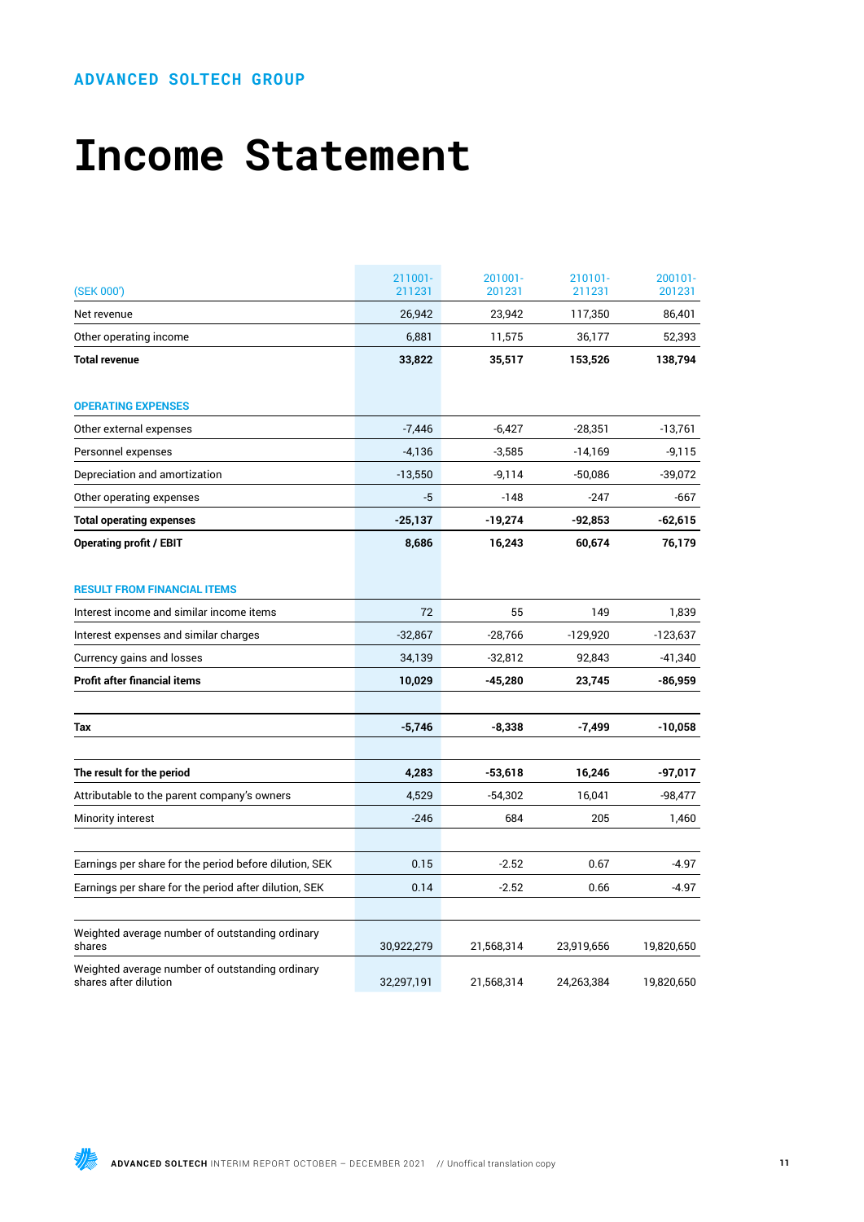ADVANCED SOLTECH GROUP

# Income Statement

| (SEK 000') | 211001-211231 | 201001-201231 | 210101-211231 | 200101-201231 |
|---|---|---|---|---|
| Net revenue | 26,942 | 23,942 | 117,350 | 86,401 |
| Other operating income | 6,881 | 11,575 | 36,177 | 52,393 |
| **Total revenue** | **33,822** | **35,517** | **153,526** | **138,794** |
| **OPERATING EXPENSES** | | | | |
| Other external expenses | -7,446 | -6,427 | -28,351 | -13,761 |
| Personnel expenses | -4,136 | -3,585 | -14,169 | -9,115 |
| Depreciation and amortization | -13,550 | -9,114 | -50,086 | -39,072 |
| Other operating expenses | -5 | -148 | -247 | -667 |
| **Total operating expenses** | **-25,137** | **-19,274** | **-92,853** | **-62,615** |
| **Operating profit / EBIT** | **8,686** | **16,243** | **60,674** | **76,179** |
| **RESULT FROM FINANCIAL ITEMS** | | | | |
| Interest income and similar income items | 72 | 55 | 149 | 1,839 |
| Interest expenses and similar charges | -32,867 | -28,766 | -129,920 | -123,637 |
| Currency gains and losses | 34,139 | -32,812 | 92,843 | -41,340 |
| **Profit after financial items** | **10,029** | **-45,280** | **23,745** | **-86,959** |
| **Tax** | **-5,746** | **-8,338** | **-7,499** | **-10,058** |
| **The result for the period** | **4,283** | **-53,618** | **16,246** | **-97,017** |
| Attributable to the parent company's owners | 4,529 | -54,302 | 16,041 | -98,477 |
| Minority interest | -246 | 684 | 205 | 1,460 |
| Earnings per share for the period before dilution, SEK | 0.15 | -2.52 | 0.67 | -4.97 |
| Earnings per share for the period after dilution, SEK | 0.14 | -2.52 | 0.66 | -4.97 |
| Weighted average number of outstanding ordinary shares | 30,922,279 | 21,568,314 | 23,919,656 | 19,820,650 |
| Weighted average number of outstanding ordinary shares after dilution | 32,297,191 | 21,568,314 | 24,263,384 | 19,820,650 |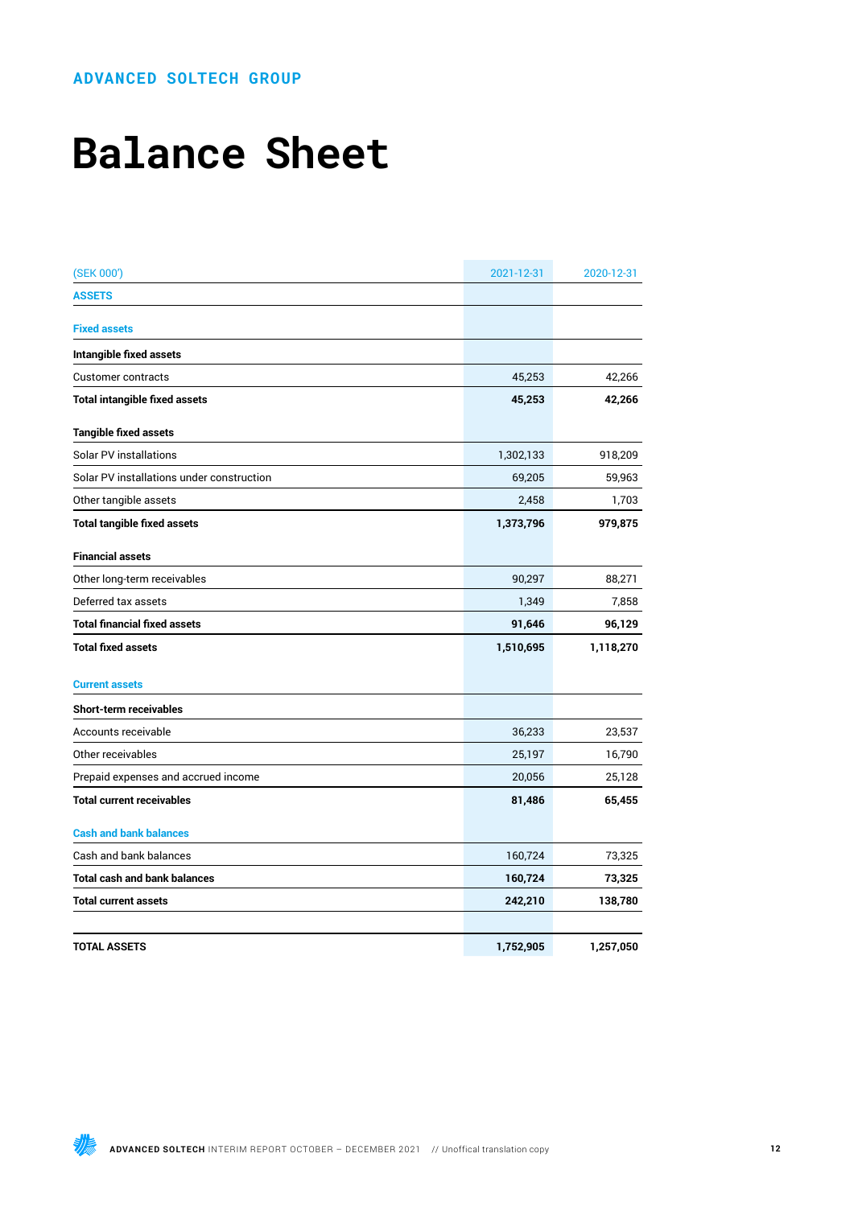ADVANCED SOLTECH GROUP

# Balance Sheet

| (SEK 000') | 2021-12-31 | 2020-12-31 |
|---|---|---|
| **ASSETS** | | |
| **Fixed assets** | | |
| **Intangible fixed assets** | | |
| Customer contracts | 45,253 | 42,266 |
| **Total intangible fixed assets** | **45,253** | **42,266** |
| **Tangible fixed assets** | | |
| Solar PV installations | 1,302,133 | 918,209 |
| Solar PV installations under construction | 69,205 | 59,963 |
| Other tangible assets | 2,458 | 1,703 |
| **Total tangible fixed assets** | **1,373,796** | **979,875** |
| **Financial assets** | | |
| Other long-term receivables | 90,297 | 88,271 |
| Deferred tax assets | 1,349 | 7,858 |
| **Total financial fixed assets** | **91,646** | **96,129** |
| **Total fixed assets** | **1,510,695** | **1,118,270** |
| **Current assets** | | |
| **Short-term receivables** | | |
| Accounts receivable | 36,233 | 23,537 |
| Other receivables | 25,197 | 16,790 |
| Prepaid expenses and accrued income | 20,056 | 25,128 |
| **Total current receivables** | **81,486** | **65,455** |
| **Cash and bank balances** | | |
| Cash and bank balances | 160,724 | 73,325 |
| **Total cash and bank balances** | **160,724** | **73,325** |
| **Total current assets** | **242,210** | **138,780** |
| **TOTAL ASSETS** | **1,752,905** | **1,257,050** |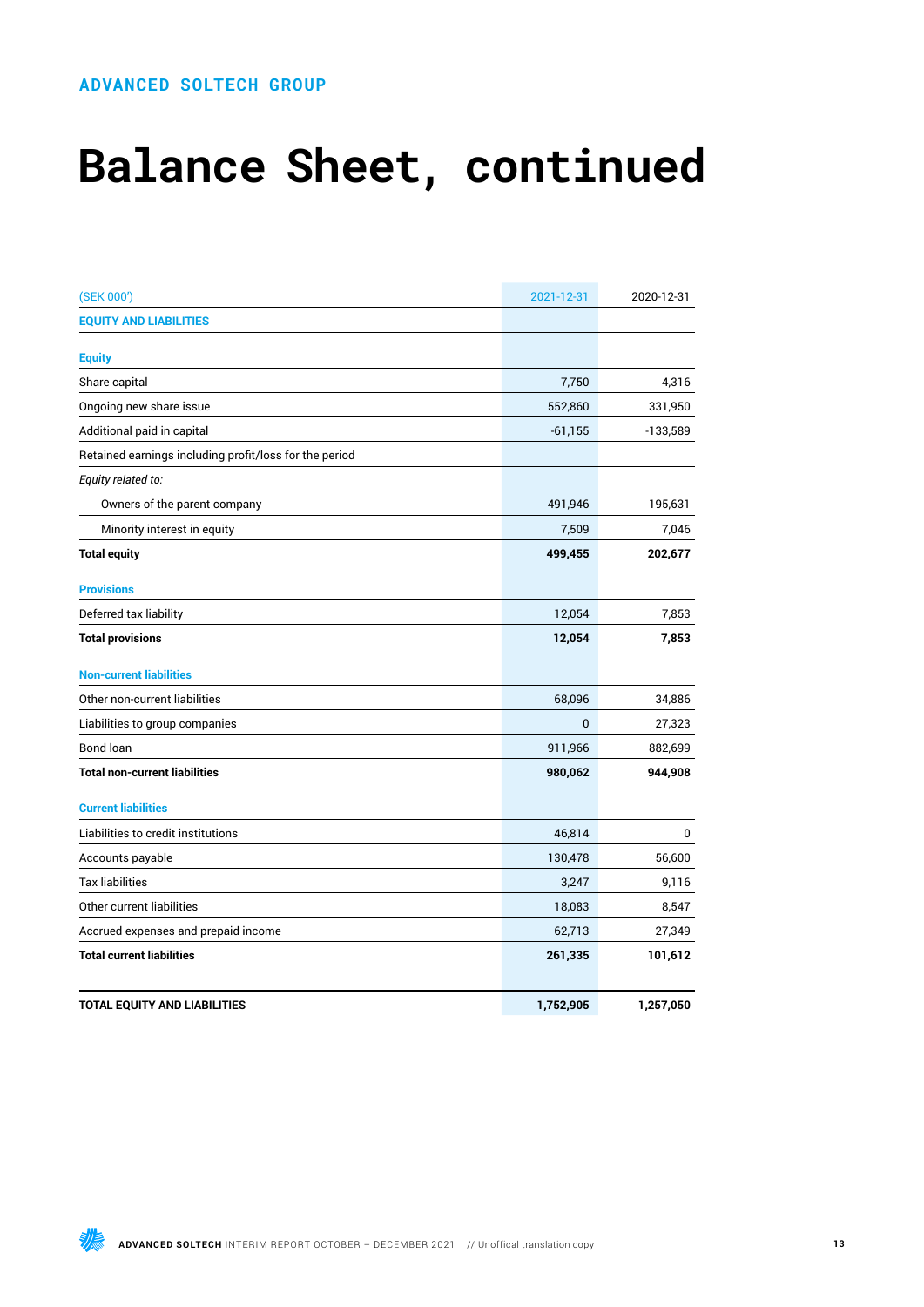ADVANCED SOLTECH GROUP

# Balance Sheet, continued

| (SEK 000') | 2021-12-31 | 2020-12-31 |
|---|---|---|
| **EQUITY AND LIABILITIES** | | |
| **Equity** | | |
| Share capital | 7,750 | 4,316 |
| Ongoing new share issue | 552,860 | 331,950 |
| Additional paid in capital | -61,155 | -133,589 |
| Retained earnings including profit/loss for the period | | |
| *Equity related to:* | | |
| Owners of the parent company | 491,946 | 195,631 |
| Minority interest in equity | 7,509 | 7,046 |
| **Total equity** | **499,455** | **202,677** |
| **Provisions** | | |
| Deferred tax liability | 12,054 | 7,853 |
| **Total provisions** | **12,054** | **7,853** |
| **Non-current liabilities** | | |
| Other non-current liabilities | 68,096 | 34,886 |
| Liabilities to group companies | 0 | 27,323 |
| Bond loan | 911,966 | 882,699 |
| **Total non-current liabilities** | **980,062** | **944,908** |
| **Current liabilities** | | |
| Liabilities to credit institutions | 46,814 | 0 |
| Accounts payable | 130,478 | 56,600 |
| Tax liabilities | 3,247 | 9,116 |
| Other current liabilities | 18,083 | 8,547 |
| Accrued expenses and prepaid income | 62,713 | 27,349 |
| **Total current liabilities** | **261,335** | **101,612** |
| **TOTAL EQUITY AND LIABILITIES** | **1,752,905** | **1,257,050** |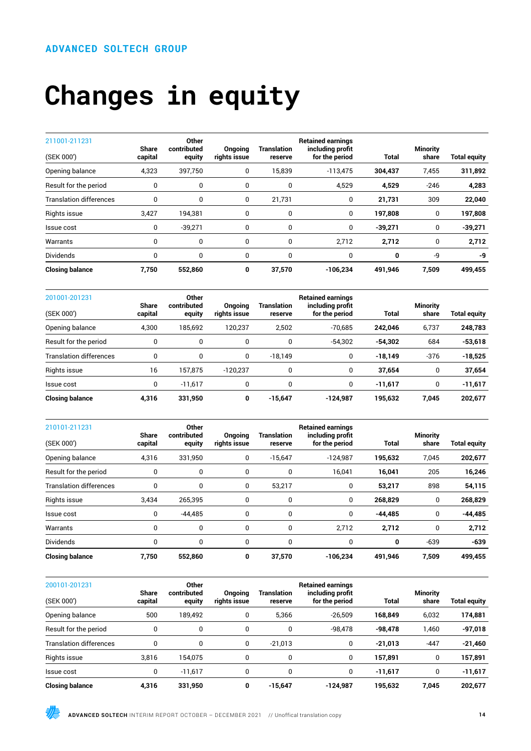ADVANCED SOLTECH GROUP

# Changes in equity

| 211001-211231<br>(SEK 000') | Share capital | Other contributed equity | Ongoing rights issue | Translation reserve | Retained earnings including profit for the period | Total | Minority share | Total equity |
|---|---|---|---|---|---|---|---|---|
| Opening balance | 4,323 | 397,750 | 0 | 15,839 | -113,475 | **304,437** | 7,455 | **311,892** |
| Result for the period | 0 | 0 | 0 | 0 | 4,529 | **4,529** | -246 | **4,283** |
| Translation differences | 0 | 0 | 0 | 21,731 | 0 | **21,731** | 309 | **22,040** |
| Rights issue | 3,427 | 194,381 | 0 | 0 | 0 | **197,808** | 0 | **197,808** |
| Issue cost | 0 | -39,271 | 0 | 0 | 0 | **-39,271** | 0 | **-39,271** |
| Warrants | 0 | 0 | 0 | 0 | 2,712 | **2,712** | 0 | **2,712** |
| Dividends | 0 | 0 | 0 | 0 | 0 | **0** | -9 | **-9** |
| **Closing balance** | **7,750** | **552,860** | **0** | **37,570** | **-106,234** | **491,946** | **7,509** | **499,455** |

| 201001-201231<br>(SEK 000') | Share capital | Other contributed equity | Ongoing rights issue | Translation reserve | Retained earnings including profit for the period | Total | Minority share | Total equity |
|---|---|---|---|---|---|---|---|---|
| Opening balance | 4,300 | 185,692 | 120,237 | 2,502 | -70,685 | **242,046** | 6,737 | **248,783** |
| Result for the period | 0 | 0 | 0 | 0 | -54,302 | **-54,302** | 684 | **-53,618** |
| Translation differences | 0 | 0 | 0 | -18,149 | 0 | **-18,149** | -376 | **-18,525** |
| Rights issue | 16 | 157,875 | -120,237 | 0 | 0 | **37,654** | 0 | **37,654** |
| Issue cost | 0 | -11,617 | 0 | 0 | 0 | **-11,617** | 0 | **-11,617** |
| **Closing balance** | **4,316** | **331,950** | **0** | **-15,647** | **-124,987** | **195,632** | **7,045** | **202,677** |

| 210101-211231<br>(SEK 000') | Share capital | Other contributed equity | Ongoing rights issue | Translation reserve | Retained earnings including profit for the period | Total | Minority share | Total equity |
|---|---|---|---|---|---|---|---|---|
| Opening balance | 4,316 | 331,950 | 0 | -15,647 | -124,987 | **195,632** | 7,045 | **202,677** |
| Result for the period | 0 | 0 | 0 | 0 | 16,041 | **16,041** | 205 | **16,246** |
| Translation differences | 0 | 0 | 0 | 53,217 | 0 | **53,217** | 898 | **54,115** |
| Rights issue | 3,434 | 265,395 | 0 | 0 | 0 | **268,829** | 0 | **268,829** |
| Issue cost | 0 | -44,485 | 0 | 0 | 0 | **-44,485** | 0 | **-44,485** |
| Warrants | 0 | 0 | 0 | 0 | 2,712 | **2,712** | 0 | **2,712** |
| Dividends | 0 | 0 | 0 | 0 | 0 | **0** | -639 | **-639** |
| **Closing balance** | **7,750** | **552,860** | **0** | **37,570** | **-106,234** | **491,946** | **7,509** | **499,455** |

| 200101-201231<br>(SEK 000') | Share capital | Other contributed equity | Ongoing rights issue | Translation reserve | Retained earnings including profit for the period | Total | Minority share | Total equity |
|---|---|---|---|---|---|---|---|---|
| Opening balance | 500 | 189,492 | 0 | 5,366 | -26,509 | **168,849** | 6,032 | **174,881** |
| Result for the period | 0 | 0 | 0 | 0 | -98,478 | **-98,478** | 1,460 | **-97,018** |
| Translation differences | 0 | 0 | 0 | -21,013 | 0 | **-21,013** | -447 | **-21,460** |
| Rights issue | 3,816 | 154,075 | 0 | 0 | 0 | **157,891** | 0 | **157,891** |
| Issue cost | 0 | -11,617 | 0 | 0 | 0 | **-11,617** | 0 | **-11,617** |
| **Closing balance** | **4,316** | **331,950** | **0** | **-15,647** | **-124,987** | **195,632** | **7,045** | **202,677** |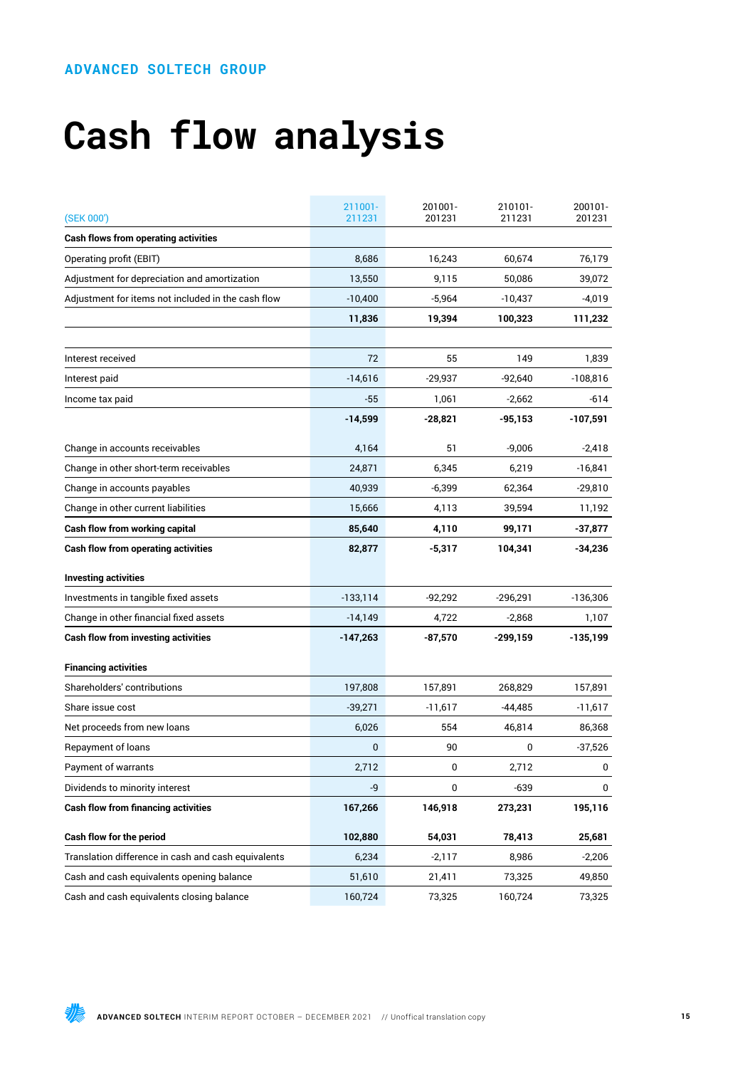# Cash flow analysis

| (SEK 000') | 211001-211231 | 201001-201231 | 210101-211231 | 200101-201231 |
|---|---|---|---|---|
| **Cash flows from operating activities** | | | | |
| Operating profit (EBIT) | 8,686 | 16,243 | 60,674 | 76,179 |
| Adjustment for depreciation and amortization | 13,550 | 9,115 | 50,086 | 39,072 |
| Adjustment for items not included in the cash flow | -10,400 | -5,964 | -10,437 | -4,019 |
| | **11,836** | **19,394** | **100,323** | **111,232** |
| | | | | |
| Interest received | 72 | 55 | 149 | 1,839 |
| Interest paid | -14,616 | -29,937 | -92,640 | -108,816 |
| Income tax paid | -55 | 1,061 | -2,662 | -614 |
| | **-14,599** | **-28,821** | **-95,153** | **-107,591** |
| Change in accounts receivables | 4,164 | 51 | -9,006 | -2,418 |
| Change in other short-term receivables | 24,871 | 6,345 | 6,219 | -16,841 |
| Change in accounts payables | 40,939 | -6,399 | 62,364 | -29,810 |
| Change in other current liabilities | 15,666 | 4,113 | 39,594 | 11,192 |
| **Cash flow from working capital** | **85,640** | **4,110** | **99,171** | **-37,877** |
| **Cash flow from operating activities** | **82,877** | **-5,317** | **104,341** | **-34,236** |
| **Investing activities** | | | | |
| Investments in tangible fixed assets | -133,114 | -92,292 | -296,291 | -136,306 |
| Change in other financial fixed assets | -14,149 | 4,722 | -2,868 | 1,107 |
| **Cash flow from investing activities** | **-147,263** | **-87,570** | **-299,159** | **-135,199** |
| **Financing activities** | | | | |
| Shareholders' contributions | 197,808 | 157,891 | 268,829 | 157,891 |
| Share issue cost | -39,271 | -11,617 | -44,485 | -11,617 |
| Net proceeds from new loans | 6,026 | 554 | 46,814 | 86,368 |
| Repayment of loans | 0 | 90 | 0 | -37,526 |
| Payment of warrants | 2,712 | 0 | 2,712 | 0 |
| Dividends to minority interest | -9 | 0 | -639 | 0 |
| **Cash flow from financing activities** | **167,266** | **146,918** | **273,231** | **195,116** |
| **Cash flow for the period** | **102,880** | **54,031** | **78,413** | **25,681** |
| Translation difference in cash and cash equivalents | 6,234 | -2,117 | 8,986 | -2,206 |
| Cash and cash equivalents opening balance | 51,610 | 21,411 | 73,325 | 49,850 |
| Cash and cash equivalents closing balance | 160,724 | 73,325 | 160,724 | 73,325 |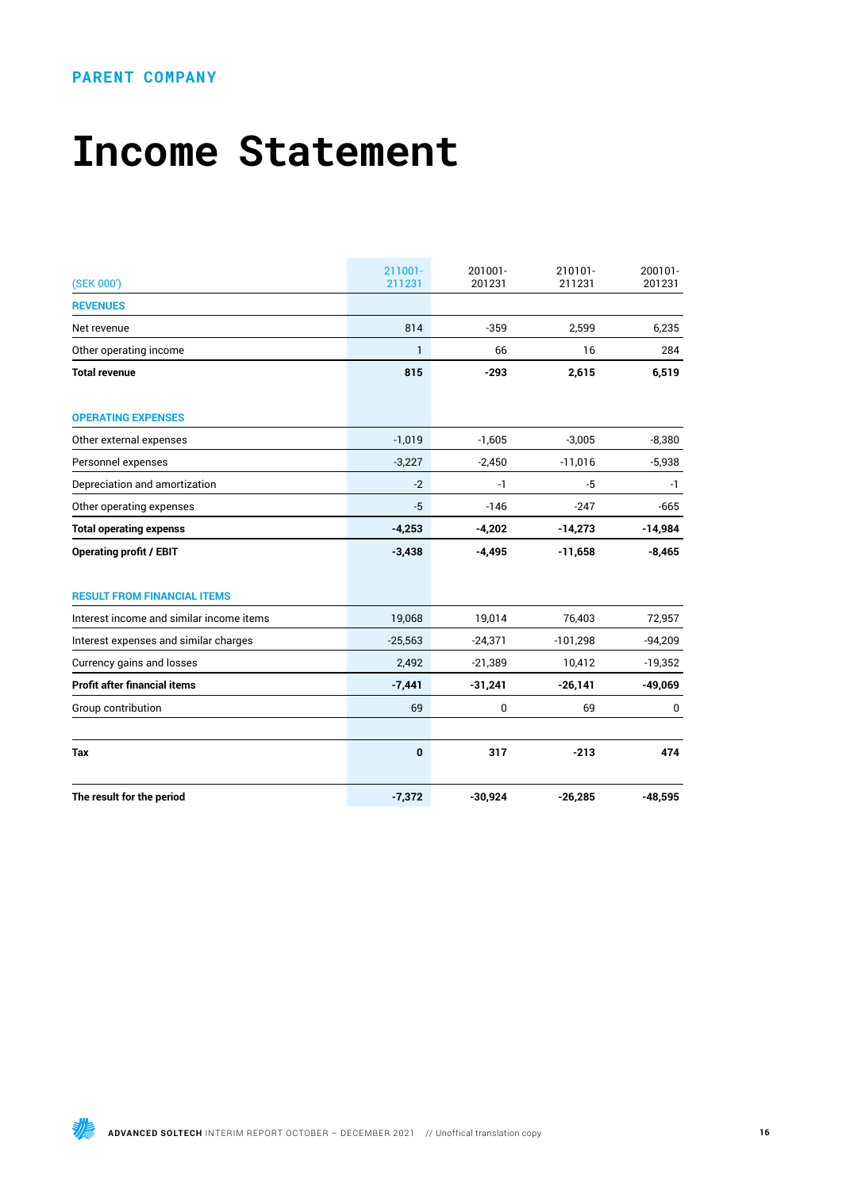PARENT COMPANY

# Income Statement

| (SEK 000') | 211001-211231 | 201001-201231 | 210101-211231 | 200101-201231 |
|---|---|---|---|---|
| **REVENUES** | | | | |
| Net revenue | 814 | -359 | 2,599 | 6,235 |
| Other operating income | 1 | 66 | 16 | 284 |
| **Total revenue** | **815** | **-293** | **2,615** | **6,519** |
| | | | | |
| **OPERATING EXPENSES** | | | | |
| Other external expenses | -1,019 | -1,605 | -3,005 | -8,380 |
| Personnel expenses | -3,227 | -2,450 | -11,016 | -5,938 |
| Depreciation and amortization | -2 | -1 | -5 | -1 |
| Other operating expenses | -5 | -146 | -247 | -665 |
| **Total operating expenss** | **-4,253** | **-4,202** | **-14,273** | **-14,984** |
| **Operating profit / EBIT** | **-3,438** | **-4,495** | **-11,658** | **-8,465** |
| | | | | |
| **RESULT FROM FINANCIAL ITEMS** | | | | |
| Interest income and similar income items | 19,068 | 19,014 | 76,403 | 72,957 |
| Interest expenses and similar charges | -25,563 | -24,371 | -101,298 | -94,209 |
| Currency gains and losses | 2,492 | -21,389 | 10,412 | -19,352 |
| **Profit after financial items** | **-7,441** | **-31,241** | **-26,141** | **-49,069** |
| Group contribution | 69 | 0 | 69 | 0 |
| | | | | |
| **Tax** | **0** | **317** | **-213** | **474** |
| | | | | |
| **The result for the period** | **-7,372** | **-30,924** | **-26,285** | **-48,595** |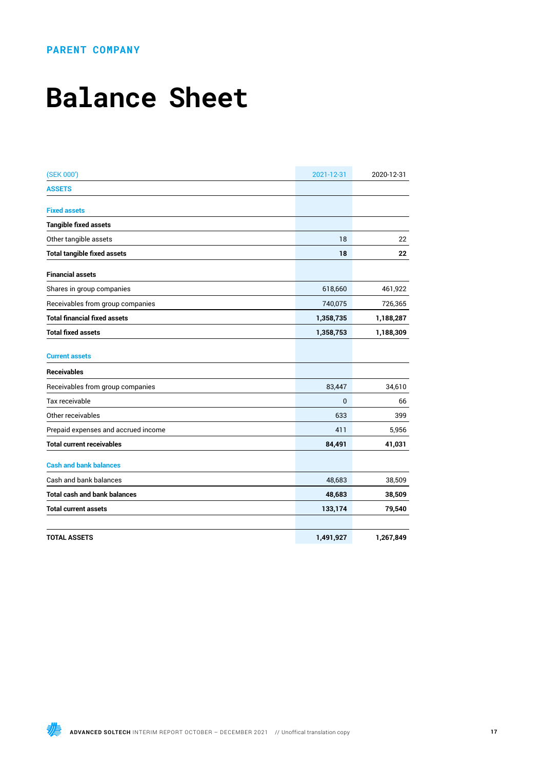PARENT COMPANY

# Balance Sheet

| (SEK 000') | 2021-12-31 | 2020-12-31 |
|---|---|---|
| **ASSETS** | | |
| **Fixed assets** | | |
| **Tangible fixed assets** | | |
| Other tangible assets | 18 | 22 |
| **Total tangible fixed assets** | **18** | **22** |
| **Financial assets** | | |
| Shares in group companies | 618,660 | 461,922 |
| Receivables from group companies | 740,075 | 726,365 |
| **Total financial fixed assets** | **1,358,735** | **1,188,287** |
| **Total fixed assets** | **1,358,753** | **1,188,309** |
| **Current assets** | | |
| **Receivables** | | |
| Receivables from group companies | 83,447 | 34,610 |
| Tax receivable | 0 | 66 |
| Other receivables | 633 | 399 |
| Prepaid expenses and accrued income | 411 | 5,956 |
| **Total current receivables** | **84,491** | **41,031** |
| **Cash and bank balances** | | |
| Cash and bank balances | 48,683 | 38,509 |
| **Total cash and bank balances** | **48,683** | **38,509** |
| **Total current assets** | **133,174** | **79,540** |
| | | |
| **TOTAL ASSETS** | **1,491,927** | **1,267,849** |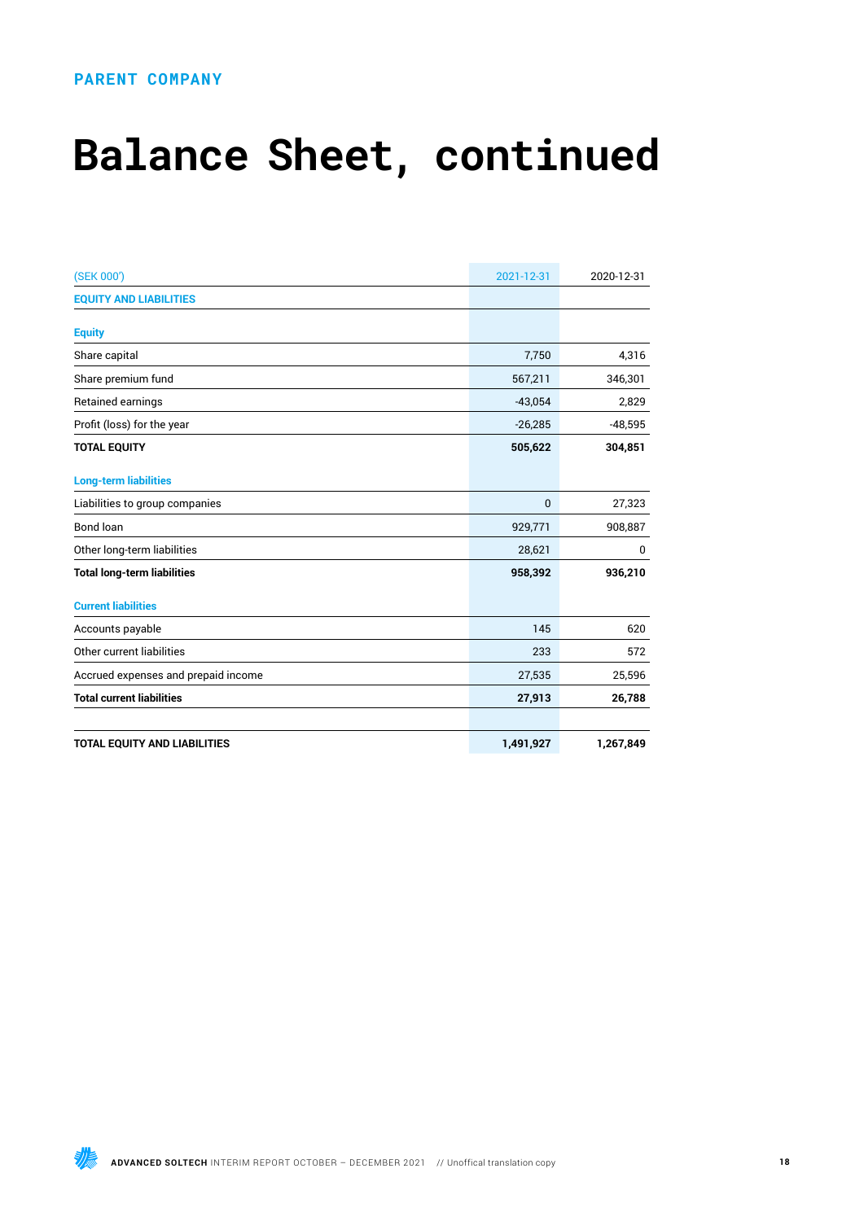PARENT COMPANY

# Balance Sheet, continued

| (SEK 000') | 2021-12-31 | 2020-12-31 |
|---|---|---|
| **EQUITY AND LIABILITIES** | | |
| **Equity** | | |
| Share capital | 7,750 | 4,316 |
| Share premium fund | 567,211 | 346,301 |
| Retained earnings | -43,054 | 2,829 |
| Profit (loss) for the year | -26,285 | -48,595 |
| **TOTAL EQUITY** | **505,622** | **304,851** |
| **Long-term liabilities** | | |
| Liabilities to group companies | 0 | 27,323 |
| Bond loan | 929,771 | 908,887 |
| Other long-term liabilities | 28,621 | 0 |
| **Total long-term liabilities** | **958,392** | **936,210** |
| **Current liabilities** | | |
| Accounts payable | 145 | 620 |
| Other current liabilities | 233 | 572 |
| Accrued expenses and prepaid income | 27,535 | 25,596 |
| **Total current liabilities** | **27,913** | **26,788** |
| | | |
| **TOTAL EQUITY AND LIABILITIES** | **1,491,927** | **1,267,849** |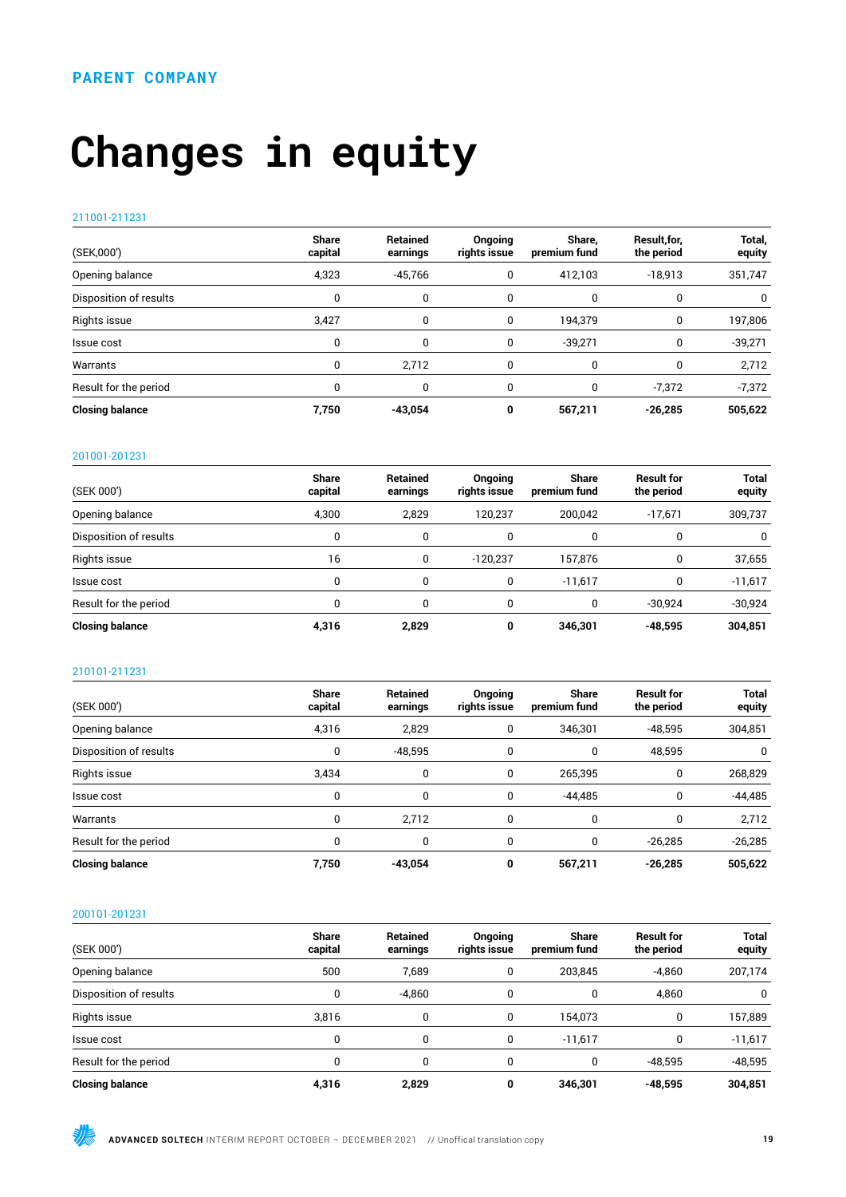PARENT COMPANY

# Changes in equity

211001-211231

| (SEK,000') | Share capital | Retained earnings | Ongoing rights issue | Share, premium fund | Result,for, the period | Total, equity |
|---|---|---|---|---|---|---|
| Opening balance | 4,323 | -45,766 | 0 | 412,103 | -18,913 | 351,747 |
| Disposition of results | 0 | 0 | 0 | 0 | 0 | 0 |
| Rights issue | 3,427 | 0 | 0 | 194,379 | 0 | 197,806 |
| Issue cost | 0 | 0 | 0 | -39,271 | 0 | -39,271 |
| Warrants | 0 | 2,712 | 0 | 0 | 0 | 2,712 |
| Result for the period | 0 | 0 | 0 | 0 | -7,372 | -7,372 |
| **Closing balance** | **7,750** | **-43,054** | **0** | **567,211** | **-26,285** | **505,622** |

201001-201231

| (SEK 000') | Share capital | Retained earnings | Ongoing rights issue | Share premium fund | Result for the period | Total equity |
|---|---|---|---|---|---|---|
| Opening balance | 4,300 | 2,829 | 120,237 | 200,042 | -17,671 | 309,737 |
| Disposition of results | 0 | 0 | 0 | 0 | 0 | 0 |
| Rights issue | 16 | 0 | -120,237 | 157,876 | 0 | 37,655 |
| Issue cost | 0 | 0 | 0 | -11,617 | 0 | -11,617 |
| Result for the period | 0 | 0 | 0 | 0 | -30,924 | -30,924 |
| **Closing balance** | **4,316** | **2,829** | **0** | **346,301** | **-48,595** | **304,851** |

210101-211231

| (SEK 000') | Share capital | Retained earnings | Ongoing rights issue | Share premium fund | Result for the period | Total equity |
|---|---|---|---|---|---|---|
| Opening balance | 4,316 | 2,829 | 0 | 346,301 | -48,595 | 304,851 |
| Disposition of results | 0 | -48,595 | 0 | 0 | 48,595 | 0 |
| Rights issue | 3,434 | 0 | 0 | 265,395 | 0 | 268,829 |
| Issue cost | 0 | 0 | 0 | -44,485 | 0 | -44,485 |
| Warrants | 0 | 2,712 | 0 | 0 | 0 | 2,712 |
| Result for the period | 0 | 0 | 0 | 0 | -26,285 | -26,285 |
| **Closing balance** | **7,750** | **-43,054** | **0** | **567,211** | **-26,285** | **505,622** |

200101-201231

| (SEK 000') | Share capital | Retained earnings | Ongoing rights issue | Share premium fund | Result for the period | Total equity |
|---|---|---|---|---|---|---|
| Opening balance | 500 | 7,689 | 0 | 203,845 | -4,860 | 207,174 |
| Disposition of results | 0 | -4,860 | 0 | 0 | 4,860 | 0 |
| Rights issue | 3,816 | 0 | 0 | 154,073 | 0 | 157,889 |
| Issue cost | 0 | 0 | 0 | -11,617 | 0 | -11,617 |
| Result for the period | 0 | 0 | 0 | 0 | -48,595 | -48,595 |
| **Closing balance** | **4,316** | **2,829** | **0** | **346,301** | **-48,595** | **304,851** |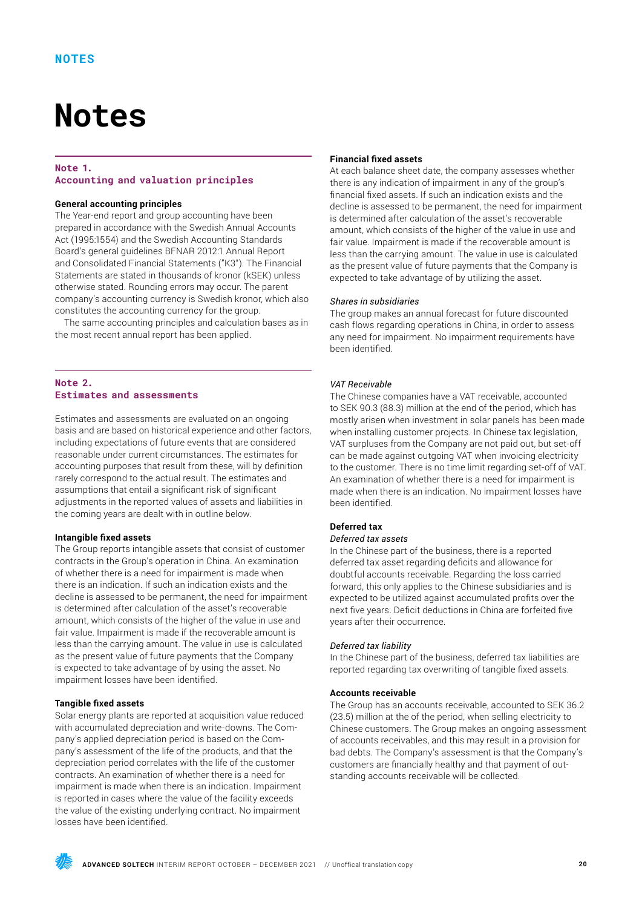# Notes

## Note 1. Accounting and valuation principles

**General accounting principles**

The Year-end report and group accounting have been prepared in accordance with the Swedish Annual Accounts Act (1995:1554) and the Swedish Accounting Standards Board's general guidelines BFNAR 2012:1 Annual Report and Consolidated Financial Statements ("K3"). The Financial Statements are stated in thousands of kronor (kSEK) unless otherwise stated. Rounding errors may occur. The parent company's accounting currency is Swedish kronor, which also constitutes the accounting currency for the group.

The same accounting principles and calculation bases as in the most recent annual report has been applied.

## Note 2. Estimates and assessments

Estimates and assessments are evaluated on an ongoing basis and are based on historical experience and other factors, including expectations of future events that are considered reasonable under current circumstances. The estimates for accounting purposes that result from these, will by definition rarely correspond to the actual result. The estimates and assumptions that entail a significant risk of significant adjustments in the reported values of assets and liabilities in the coming years are dealt with in outline below.

**Intangible fixed assets**

The Group reports intangible assets that consist of customer contracts in the Group's operation in China. An examination of whether there is a need for impairment is made when there is an indication. If such an indication exists and the decline is assessed to be permanent, the need for impairment is determined after calculation of the asset's recoverable amount, which consists of the higher of the value in use and fair value. Impairment is made if the recoverable amount is less than the carrying amount. The value in use is calculated as the present value of future payments that the Company is expected to take advantage of by using the asset. No impairment losses have been identified.

**Tangible fixed assets**

Solar energy plants are reported at acquisition value reduced with accumulated depreciation and write-downs. The Company's applied depreciation period is based on the Company's assessment of the life of the products, and that the depreciation period correlates with the life of the customer contracts. An examination of whether there is a need for impairment is made when there is an indication. Impairment is reported in cases where the value of the facility exceeds the value of the existing underlying contract. No impairment losses have been identified.

**Financial fixed assets**

At each balance sheet date, the company assesses whether there is any indication of impairment in any of the group's financial fixed assets. If such an indication exists and the decline is assessed to be permanent, the need for impairment is determined after calculation of the asset's recoverable amount, which consists of the higher of the value in use and fair value. Impairment is made if the recoverable amount is less than the carrying amount. The value in use is calculated as the present value of future payments that the Company is expected to take advantage of by utilizing the asset.

*Shares in subsidiaries*

The group makes an annual forecast for future discounted cash flows regarding operations in China, in order to assess any need for impairment. No impairment requirements have been identified.

*VAT Receivable*

The Chinese companies have a VAT receivable, accounted to SEK 90.3 (88.3) million at the end of the period, which has mostly arisen when investment in solar panels has been made when installing customer projects. In Chinese tax legislation, VAT surpluses from the Company are not paid out, but set-off can be made against outgoing VAT when invoicing electricity to the customer. There is no time limit regarding set-off of VAT. An examination of whether there is a need for impairment is made when there is an indication. No impairment losses have been identified.

**Deferred tax**

*Deferred tax assets*

In the Chinese part of the business, there is a reported deferred tax asset regarding deficits and allowance for doubtful accounts receivable. Regarding the loss carried forward, this only applies to the Chinese subsidiaries and is expected to be utilized against accumulated profits over the next five years. Deficit deductions in China are forfeited five years after their occurrence.

*Deferred tax liability*

In the Chinese part of the business, deferred tax liabilities are reported regarding tax overwriting of tangible fixed assets.

**Accounts receivable**

The Group has an accounts receivable, accounted to SEK 36.2 (23.5) million at the of the period, when selling electricity to Chinese customers. The Group makes an ongoing assessment of accounts receivables, and this may result in a provision for bad debts. The Company's assessment is that the Company's customers are financially healthy and that payment of outstanding accounts receivable will be collected.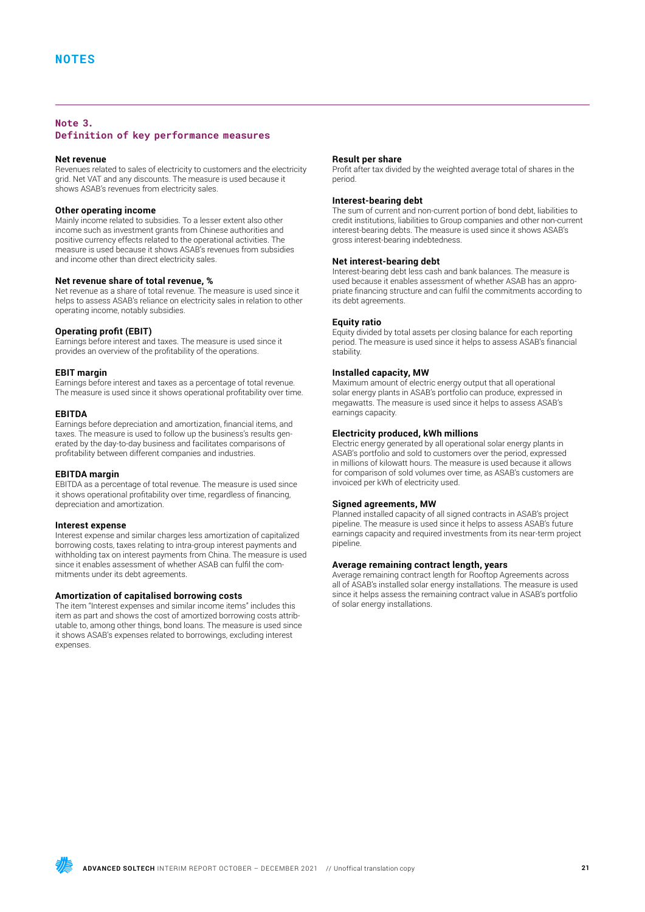# NOTES

## Note 3. Definition of key performance measures

**Net revenue**
Revenues related to sales of electricity to customers and the electricity grid. Net VAT and any discounts. The measure is used because it shows ASAB's revenues from electricity sales.

**Other operating income**
Mainly income related to subsidies. To a lesser extent also other income such as investment grants from Chinese authorities and positive currency effects related to the operational activities. The measure is used because it shows ASAB's revenues from subsidies and income other than direct electricity sales.

**Net revenue share of total revenue, %**
Net revenue as a share of total revenue. The measure is used since it helps to assess ASAB's reliance on electricity sales in relation to other operating income, notably subsidies.

**Operating profit (EBIT)**
Earnings before interest and taxes. The measure is used since it provides an overview of the profitability of the operations.

**EBIT margin**
Earnings before interest and taxes as a percentage of total revenue. The measure is used since it shows operational profitability over time.

**EBITDA**
Earnings before depreciation and amortization, financial items, and taxes. The measure is used to follow up the business's results generated by the day-to-day business and facilitates comparisons of profitability between different companies and industries.

**EBITDA margin**
EBITDA as a percentage of total revenue. The measure is used since it shows operational profitability over time, regardless of financing, depreciation and amortization.

**Interest expense**
Interest expense and similar charges less amortization of capitalized borrowing costs, taxes relating to intra-group interest payments and withholding tax on interest payments from China. The measure is used since it enables assessment of whether ASAB can fulfil the commitments under its debt agreements.

**Amortization of capitalised borrowing costs**
The item "Interest expenses and similar income items" includes this item as part and shows the cost of amortized borrowing costs attributable to, among other things, bond loans. The measure is used since it shows ASAB's expenses related to borrowings, excluding interest expenses.

**Result per share**
Profit after tax divided by the weighted average total of shares in the period.

**Interest-bearing debt**
The sum of current and non-current portion of bond debt, liabilities to credit institutions, liabilities to Group companies and other non-current interest-bearing debts. The measure is used since it shows ASAB's gross interest-bearing indebtedness.

**Net interest-bearing debt**
Interest-bearing debt less cash and bank balances. The measure is used because it enables assessment of whether ASAB has an appropriate financing structure and can fulfil the commitments according to its debt agreements.

**Equity ratio**
Equity divided by total assets per closing balance for each reporting period. The measure is used since it helps to assess ASAB's financial stability.

**Installed capacity, MW**
Maximum amount of electric energy output that all operational solar energy plants in ASAB's portfolio can produce, expressed in megawatts. The measure is used since it helps to assess ASAB's earnings capacity.

**Electricity produced, kWh millions**
Electric energy generated by all operational solar energy plants in ASAB's portfolio and sold to customers over the period, expressed in millions of kilowatt hours. The measure is used because it allows for comparison of sold volumes over time, as ASAB's customers are invoiced per kWh of electricity used.

**Signed agreements, MW**
Planned installed capacity of all signed contracts in ASAB's project pipeline. The measure is used since it helps to assess ASAB's future earnings capacity and required investments from its near-term project pipeline.

**Average remaining contract length, years**
Average remaining contract length for Rooftop Agreements across all of ASAB's installed solar energy installations. The measure is used since it helps assess the remaining contract value in ASAB's portfolio of solar energy installations.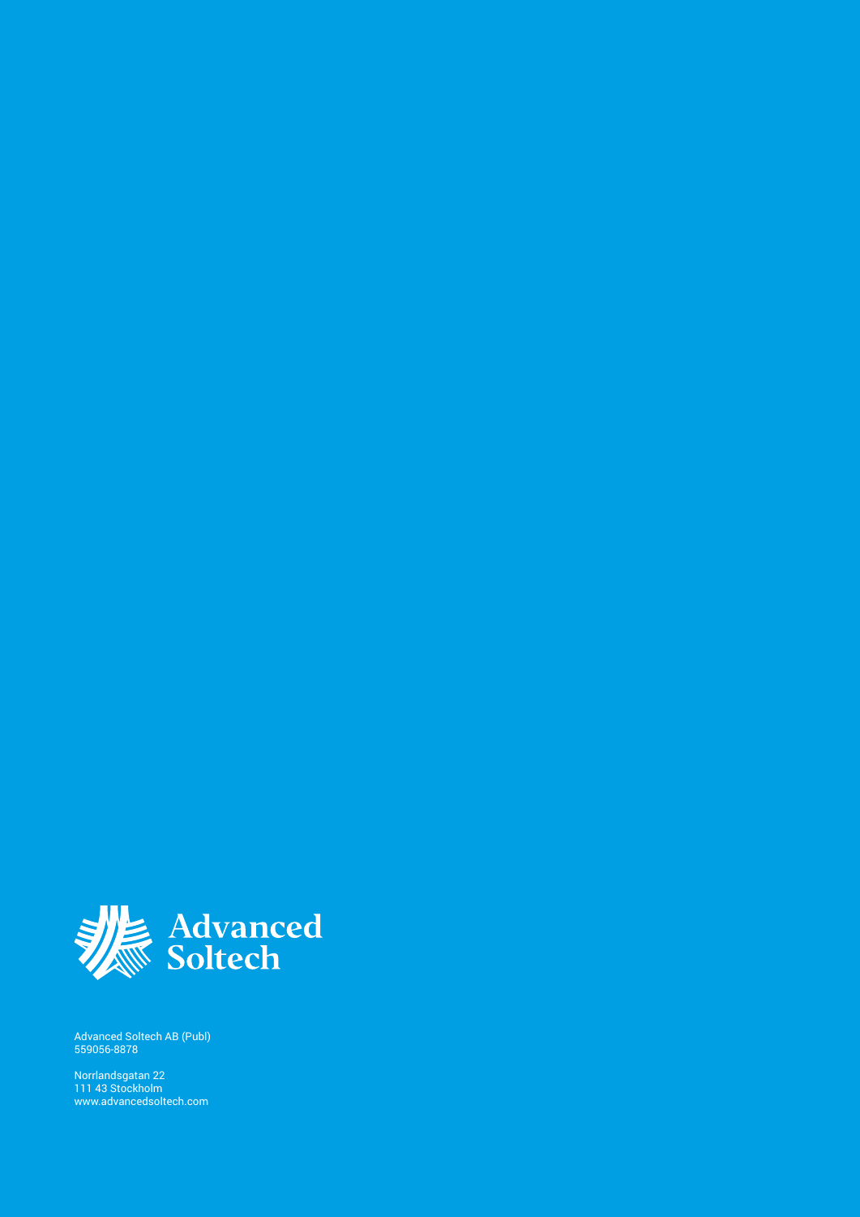Advanced Soltech

Advanced Soltech AB (Publ)
559056-8878

Norrlandsgatan 22
111 43 Stockholm
www.advancedsoltech.com